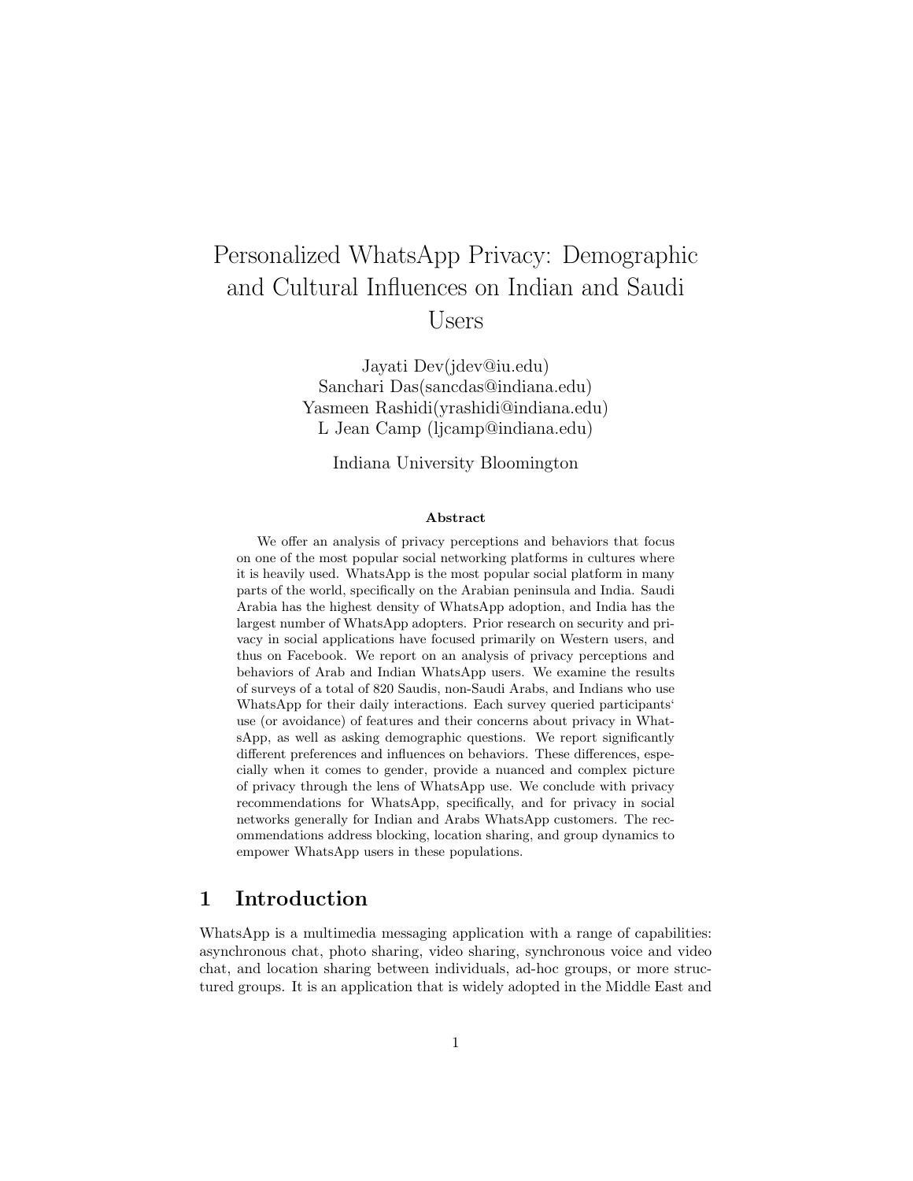# Personalized WhatsApp Privacy: Demographic and Cultural Influences on Indian and Saudi Users

Jayati Dev(jdev@iu.edu)
Sanchari Das(sancdas@indiana.edu)
Yasmeen Rashidi(yrashidi@indiana.edu)
L Jean Camp (ljcamp@indiana.edu)

Indiana University Bloomington

**Abstract**

We offer an analysis of privacy perceptions and behaviors that focus on one of the most popular social networking platforms in cultures where it is heavily used. WhatsApp is the most popular social platform in many parts of the world, specifically on the Arabian peninsula and India. Saudi Arabia has the highest density of WhatsApp adoption, and India has the largest number of WhatsApp adopters. Prior research on security and privacy in social applications have focused primarily on Western users, and thus on Facebook. We report on an analysis of privacy perceptions and behaviors of Arab and Indian WhatsApp users. We examine the results of surveys of a total of 820 Saudis, non-Saudi Arabs, and Indians who use WhatsApp for their daily interactions. Each survey queried participants' use (or avoidance) of features and their concerns about privacy in WhatsApp, as well as asking demographic questions. We report significantly different preferences and influences on behaviors. These differences, especially when it comes to gender, provide a nuanced and complex picture of privacy through the lens of WhatsApp use. We conclude with privacy recommendations for WhatsApp, specifically, and for privacy in social networks generally for Indian and Arabs WhatsApp customers. The recommendations address blocking, location sharing, and group dynamics to empower WhatsApp users in these populations.

## 1 Introduction

WhatsApp is a multimedia messaging application with a range of capabilities: asynchronous chat, photo sharing, video sharing, synchronous voice and video chat, and location sharing between individuals, ad-hoc groups, or more structured groups. It is an application that is widely adopted in the Middle East and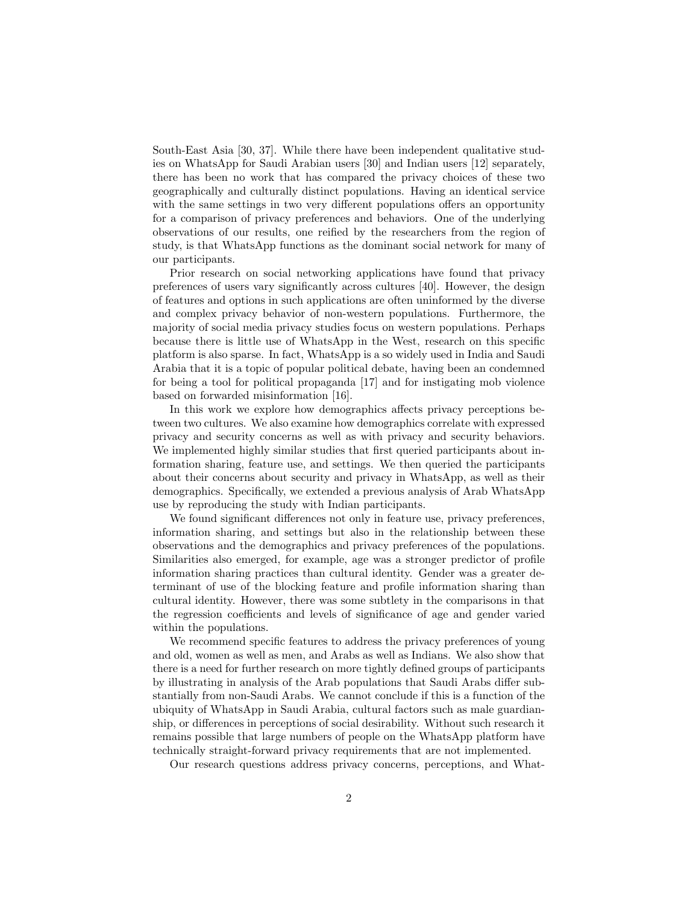South-East Asia [30, 37]. While there have been independent qualitative studies on WhatsApp for Saudi Arabian users [30] and Indian users [12] separately, there has been no work that has compared the privacy choices of these two geographically and culturally distinct populations. Having an identical service with the same settings in two very different populations offers an opportunity for a comparison of privacy preferences and behaviors. One of the underlying observations of our results, one reified by the researchers from the region of study, is that WhatsApp functions as the dominant social network for many of our participants.

Prior research on social networking applications have found that privacy preferences of users vary significantly across cultures [40]. However, the design of features and options in such applications are often uninformed by the diverse and complex privacy behavior of non-western populations. Furthermore, the majority of social media privacy studies focus on western populations. Perhaps because there is little use of WhatsApp in the West, research on this specific platform is also sparse. In fact, WhatsApp is a so widely used in India and Saudi Arabia that it is a topic of popular political debate, having been an condemned for being a tool for political propaganda [17] and for instigating mob violence based on forwarded misinformation [16].

In this work we explore how demographics affects privacy perceptions between two cultures. We also examine how demographics correlate with expressed privacy and security concerns as well as with privacy and security behaviors. We implemented highly similar studies that first queried participants about information sharing, feature use, and settings. We then queried the participants about their concerns about security and privacy in WhatsApp, as well as their demographics. Specifically, we extended a previous analysis of Arab WhatsApp use by reproducing the study with Indian participants.

We found significant differences not only in feature use, privacy preferences, information sharing, and settings but also in the relationship between these observations and the demographics and privacy preferences of the populations. Similarities also emerged, for example, age was a stronger predictor of profile information sharing practices than cultural identity. Gender was a greater determinant of use of the blocking feature and profile information sharing than cultural identity. However, there was some subtlety in the comparisons in that the regression coefficients and levels of significance of age and gender varied within the populations.

We recommend specific features to address the privacy preferences of young and old, women as well as men, and Arabs as well as Indians. We also show that there is a need for further research on more tightly defined groups of participants by illustrating in analysis of the Arab populations that Saudi Arabs differ substantially from non-Saudi Arabs. We cannot conclude if this is a function of the ubiquity of WhatsApp in Saudi Arabia, cultural factors such as male guardianship, or differences in perceptions of social desirability. Without such research it remains possible that large numbers of people on the WhatsApp platform have technically straight-forward privacy requirements that are not implemented.

Our research questions address privacy concerns, perceptions, and What-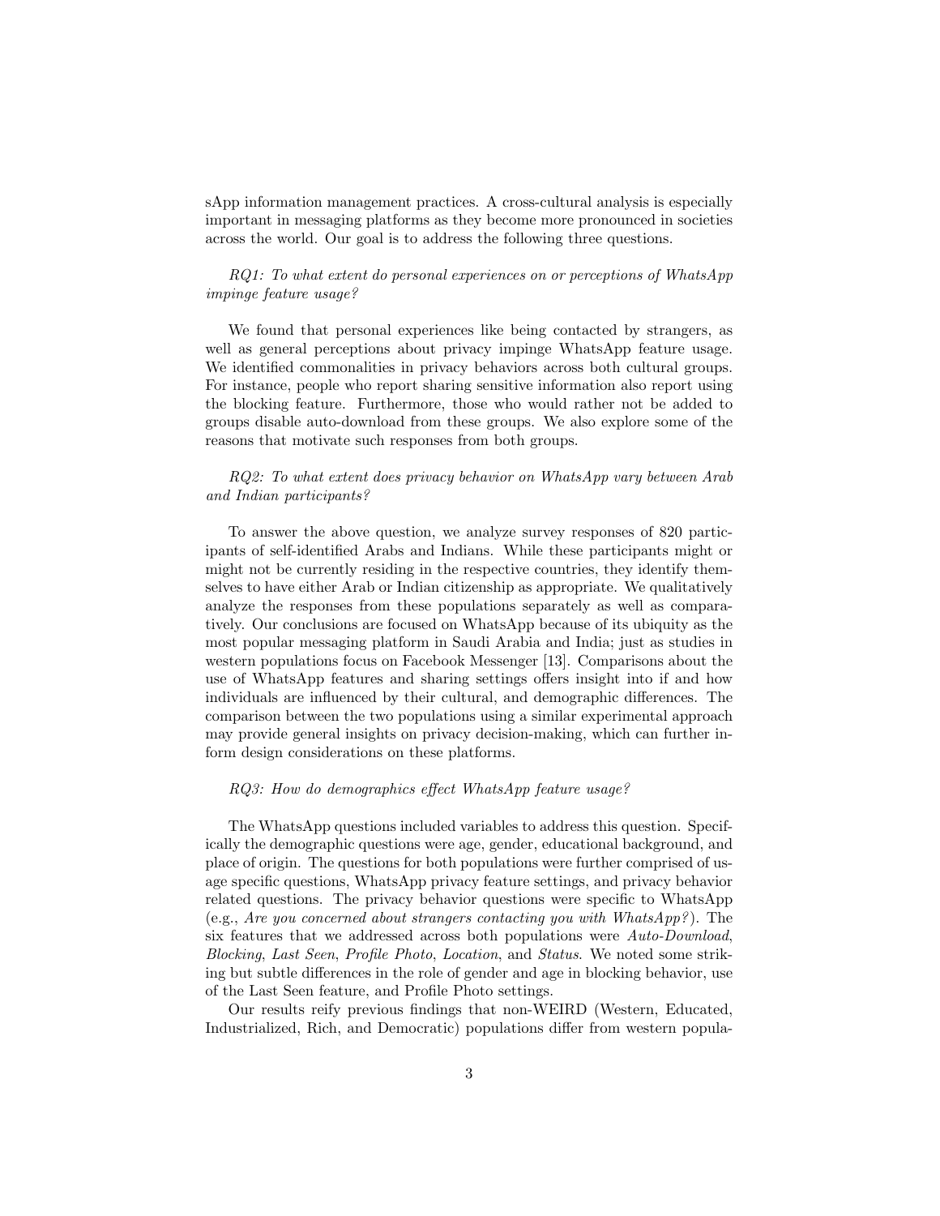sApp information management practices. A cross-cultural analysis is especially important in messaging platforms as they become more pronounced in societies across the world. Our goal is to address the following three questions.

*RQ1: To what extent do personal experiences on or perceptions of WhatsApp impinge feature usage?*

We found that personal experiences like being contacted by strangers, as well as general perceptions about privacy impinge WhatsApp feature usage. We identified commonalities in privacy behaviors across both cultural groups. For instance, people who report sharing sensitive information also report using the blocking feature. Furthermore, those who would rather not be added to groups disable auto-download from these groups. We also explore some of the reasons that motivate such responses from both groups.

*RQ2: To what extent does privacy behavior on WhatsApp vary between Arab and Indian participants?*

To answer the above question, we analyze survey responses of 820 participants of self-identified Arabs and Indians. While these participants might or might not be currently residing in the respective countries, they identify themselves to have either Arab or Indian citizenship as appropriate. We qualitatively analyze the responses from these populations separately as well as comparatively. Our conclusions are focused on WhatsApp because of its ubiquity as the most popular messaging platform in Saudi Arabia and India; just as studies in western populations focus on Facebook Messenger [13]. Comparisons about the use of WhatsApp features and sharing settings offers insight into if and how individuals are influenced by their cultural, and demographic differences. The comparison between the two populations using a similar experimental approach may provide general insights on privacy decision-making, which can further inform design considerations on these platforms.

*RQ3: How do demographics effect WhatsApp feature usage?*

The WhatsApp questions included variables to address this question. Specifically the demographic questions were age, gender, educational background, and place of origin. The questions for both populations were further comprised of usage specific questions, WhatsApp privacy feature settings, and privacy behavior related questions. The privacy behavior questions were specific to WhatsApp (e.g., *Are you concerned about strangers contacting you with WhatsApp?*). The six features that we addressed across both populations were *Auto-Download*, *Blocking*, *Last Seen*, *Profile Photo*, *Location*, and *Status*. We noted some striking but subtle differences in the role of gender and age in blocking behavior, use of the Last Seen feature, and Profile Photo settings.

Our results reify previous findings that non-WEIRD (Western, Educated, Industrialized, Rich, and Democratic) populations differ from western popula-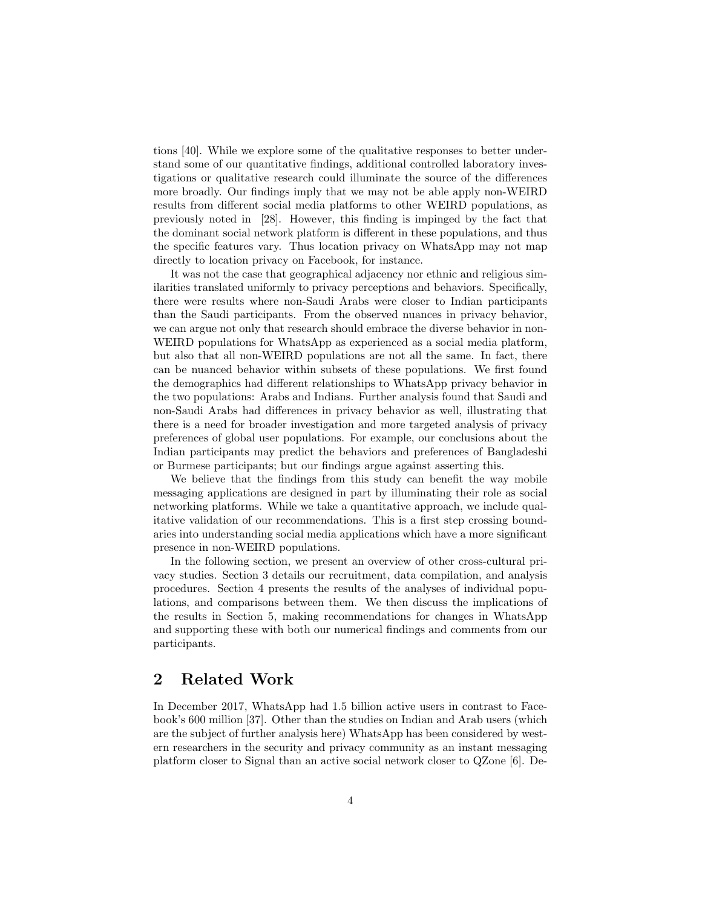tions [40]. While we explore some of the qualitative responses to better understand some of our quantitative findings, additional controlled laboratory investigations or qualitative research could illuminate the source of the differences more broadly. Our findings imply that we may not be able apply non-WEIRD results from different social media platforms to other WEIRD populations, as previously noted in [28]. However, this finding is impinged by the fact that the dominant social network platform is different in these populations, and thus the specific features vary. Thus location privacy on WhatsApp may not map directly to location privacy on Facebook, for instance.

It was not the case that geographical adjacency nor ethnic and religious similarities translated uniformly to privacy perceptions and behaviors. Specifically, there were results where non-Saudi Arabs were closer to Indian participants than the Saudi participants. From the observed nuances in privacy behavior, we can argue not only that research should embrace the diverse behavior in non-WEIRD populations for WhatsApp as experienced as a social media platform, but also that all non-WEIRD populations are not all the same. In fact, there can be nuanced behavior within subsets of these populations. We first found the demographics had different relationships to WhatsApp privacy behavior in the two populations: Arabs and Indians. Further analysis found that Saudi and non-Saudi Arabs had differences in privacy behavior as well, illustrating that there is a need for broader investigation and more targeted analysis of privacy preferences of global user populations. For example, our conclusions about the Indian participants may predict the behaviors and preferences of Bangladeshi or Burmese participants; but our findings argue against asserting this.

We believe that the findings from this study can benefit the way mobile messaging applications are designed in part by illuminating their role as social networking platforms. While we take a quantitative approach, we include qualitative validation of our recommendations. This is a first step crossing boundaries into understanding social media applications which have a more significant presence in non-WEIRD populations.

In the following section, we present an overview of other cross-cultural privacy studies. Section 3 details our recruitment, data compilation, and analysis procedures. Section 4 presents the results of the analyses of individual populations, and comparisons between them. We then discuss the implications of the results in Section 5, making recommendations for changes in WhatsApp and supporting these with both our numerical findings and comments from our participants.

## 2 Related Work

In December 2017, WhatsApp had 1.5 billion active users in contrast to Facebook's 600 million [37]. Other than the studies on Indian and Arab users (which are the subject of further analysis here) WhatsApp has been considered by western researchers in the security and privacy community as an instant messaging platform closer to Signal than an active social network closer to QZone [6]. De-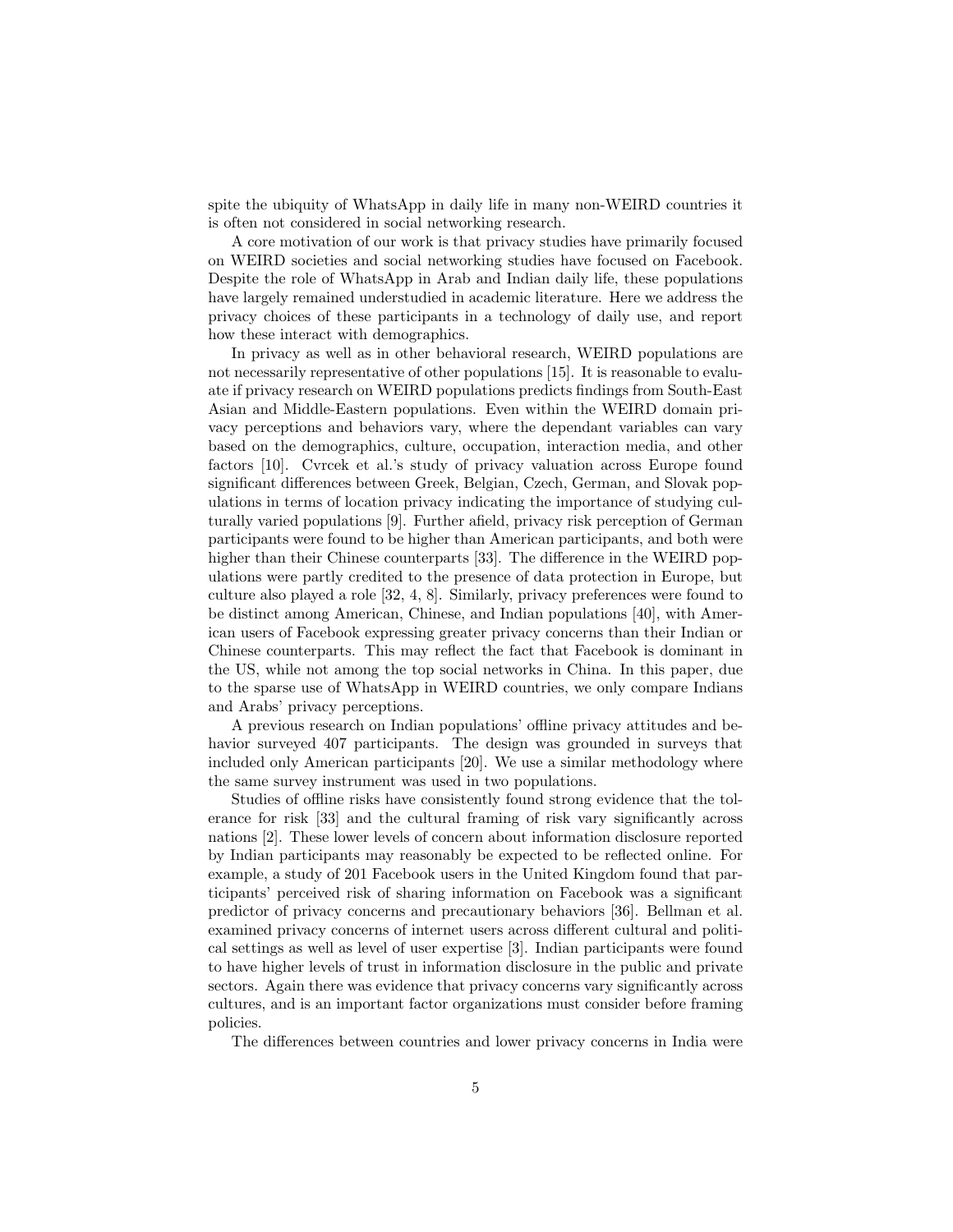spite the ubiquity of WhatsApp in daily life in many non-WEIRD countries it is often not considered in social networking research.

A core motivation of our work is that privacy studies have primarily focused on WEIRD societies and social networking studies have focused on Facebook. Despite the role of WhatsApp in Arab and Indian daily life, these populations have largely remained understudied in academic literature. Here we address the privacy choices of these participants in a technology of daily use, and report how these interact with demographics.

In privacy as well as in other behavioral research, WEIRD populations are not necessarily representative of other populations [15]. It is reasonable to evaluate if privacy research on WEIRD populations predicts findings from South-East Asian and Middle-Eastern populations. Even within the WEIRD domain privacy perceptions and behaviors vary, where the dependant variables can vary based on the demographics, culture, occupation, interaction media, and other factors [10]. Cvrcek et al.'s study of privacy valuation across Europe found significant differences between Greek, Belgian, Czech, German, and Slovak populations in terms of location privacy indicating the importance of studying culturally varied populations [9]. Further afield, privacy risk perception of German participants were found to be higher than American participants, and both were higher than their Chinese counterparts [33]. The difference in the WEIRD populations were partly credited to the presence of data protection in Europe, but culture also played a role [32, 4, 8]. Similarly, privacy preferences were found to be distinct among American, Chinese, and Indian populations [40], with American users of Facebook expressing greater privacy concerns than their Indian or Chinese counterparts. This may reflect the fact that Facebook is dominant in the US, while not among the top social networks in China. In this paper, due to the sparse use of WhatsApp in WEIRD countries, we only compare Indians and Arabs' privacy perceptions.

A previous research on Indian populations' offline privacy attitudes and behavior surveyed 407 participants. The design was grounded in surveys that included only American participants [20]. We use a similar methodology where the same survey instrument was used in two populations.

Studies of offline risks have consistently found strong evidence that the tolerance for risk [33] and the cultural framing of risk vary significantly across nations [2]. These lower levels of concern about information disclosure reported by Indian participants may reasonably be expected to be reflected online. For example, a study of 201 Facebook users in the United Kingdom found that participants' perceived risk of sharing information on Facebook was a significant predictor of privacy concerns and precautionary behaviors [36]. Bellman et al. examined privacy concerns of internet users across different cultural and political settings as well as level of user expertise [3]. Indian participants were found to have higher levels of trust in information disclosure in the public and private sectors. Again there was evidence that privacy concerns vary significantly across cultures, and is an important factor organizations must consider before framing policies.

The differences between countries and lower privacy concerns in India were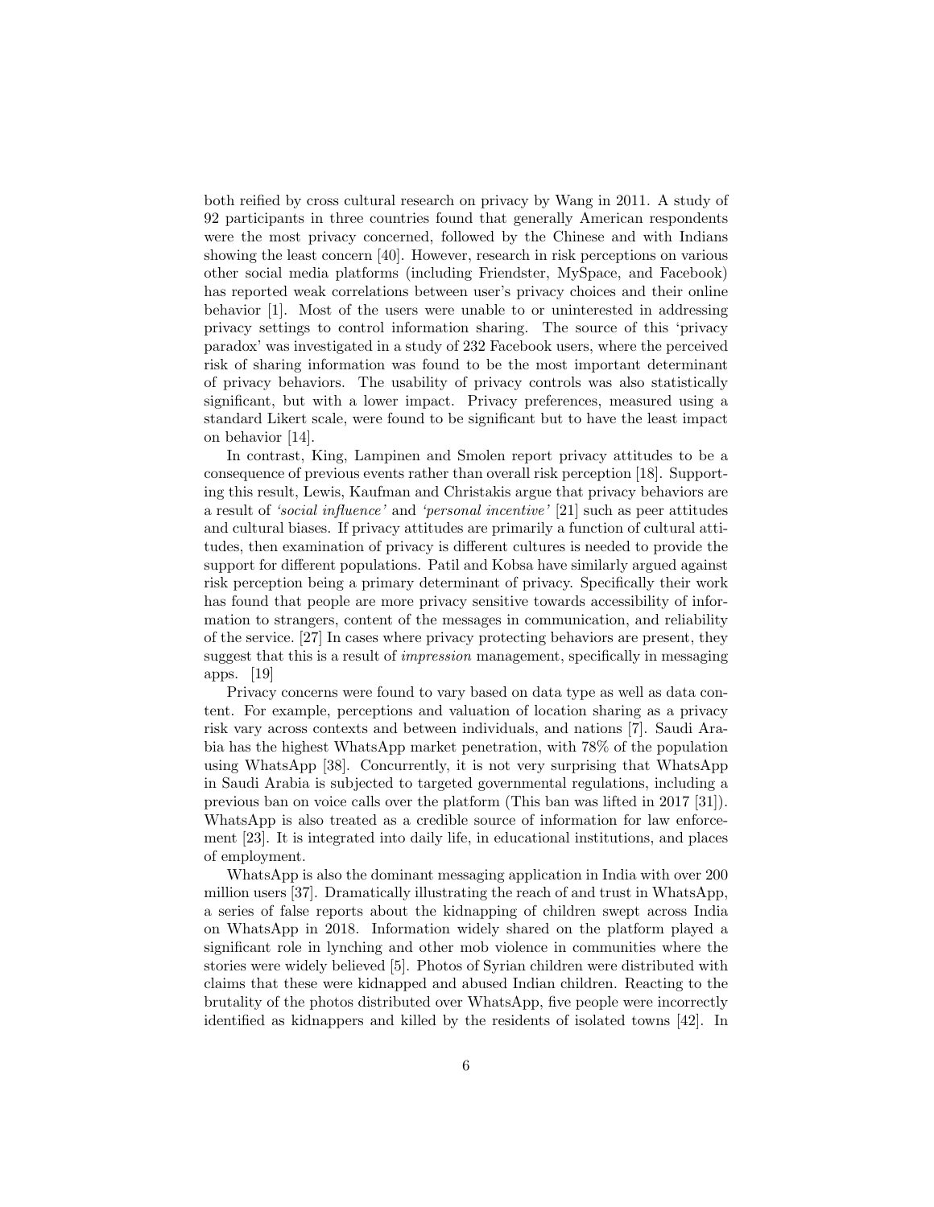both reified by cross cultural research on privacy by Wang in 2011. A study of 92 participants in three countries found that generally American respondents were the most privacy concerned, followed by the Chinese and with Indians showing the least concern [40]. However, research in risk perceptions on various other social media platforms (including Friendster, MySpace, and Facebook) has reported weak correlations between user's privacy choices and their online behavior [1]. Most of the users were unable to or uninterested in addressing privacy settings to control information sharing. The source of this 'privacy paradox' was investigated in a study of 232 Facebook users, where the perceived risk of sharing information was found to be the most important determinant of privacy behaviors. The usability of privacy controls was also statistically significant, but with a lower impact. Privacy preferences, measured using a standard Likert scale, were found to be significant but to have the least impact on behavior [14].

In contrast, King, Lampinen and Smolen report privacy attitudes to be a consequence of previous events rather than overall risk perception [18]. Supporting this result, Lewis, Kaufman and Christakis argue that privacy behaviors are a result of *'social influence'* and *'personal incentive'* [21] such as peer attitudes and cultural biases. If privacy attitudes are primarily a function of cultural attitudes, then examination of privacy is different cultures is needed to provide the support for different populations. Patil and Kobsa have similarly argued against risk perception being a primary determinant of privacy. Specifically their work has found that people are more privacy sensitive towards accessibility of information to strangers, content of the messages in communication, and reliability of the service. [27] In cases where privacy protecting behaviors are present, they suggest that this is a result of *impression* management, specifically in messaging apps. [19]

Privacy concerns were found to vary based on data type as well as data content. For example, perceptions and valuation of location sharing as a privacy risk vary across contexts and between individuals, and nations [7]. Saudi Arabia has the highest WhatsApp market penetration, with 78% of the population using WhatsApp [38]. Concurrently, it is not very surprising that WhatsApp in Saudi Arabia is subjected to targeted governmental regulations, including a previous ban on voice calls over the platform (This ban was lifted in 2017 [31]). WhatsApp is also treated as a credible source of information for law enforcement [23]. It is integrated into daily life, in educational institutions, and places of employment.

WhatsApp is also the dominant messaging application in India with over 200 million users [37]. Dramatically illustrating the reach of and trust in WhatsApp, a series of false reports about the kidnapping of children swept across India on WhatsApp in 2018. Information widely shared on the platform played a significant role in lynching and other mob violence in communities where the stories were widely believed [5]. Photos of Syrian children were distributed with claims that these were kidnapped and abused Indian children. Reacting to the brutality of the photos distributed over WhatsApp, five people were incorrectly identified as kidnappers and killed by the residents of isolated towns [42]. In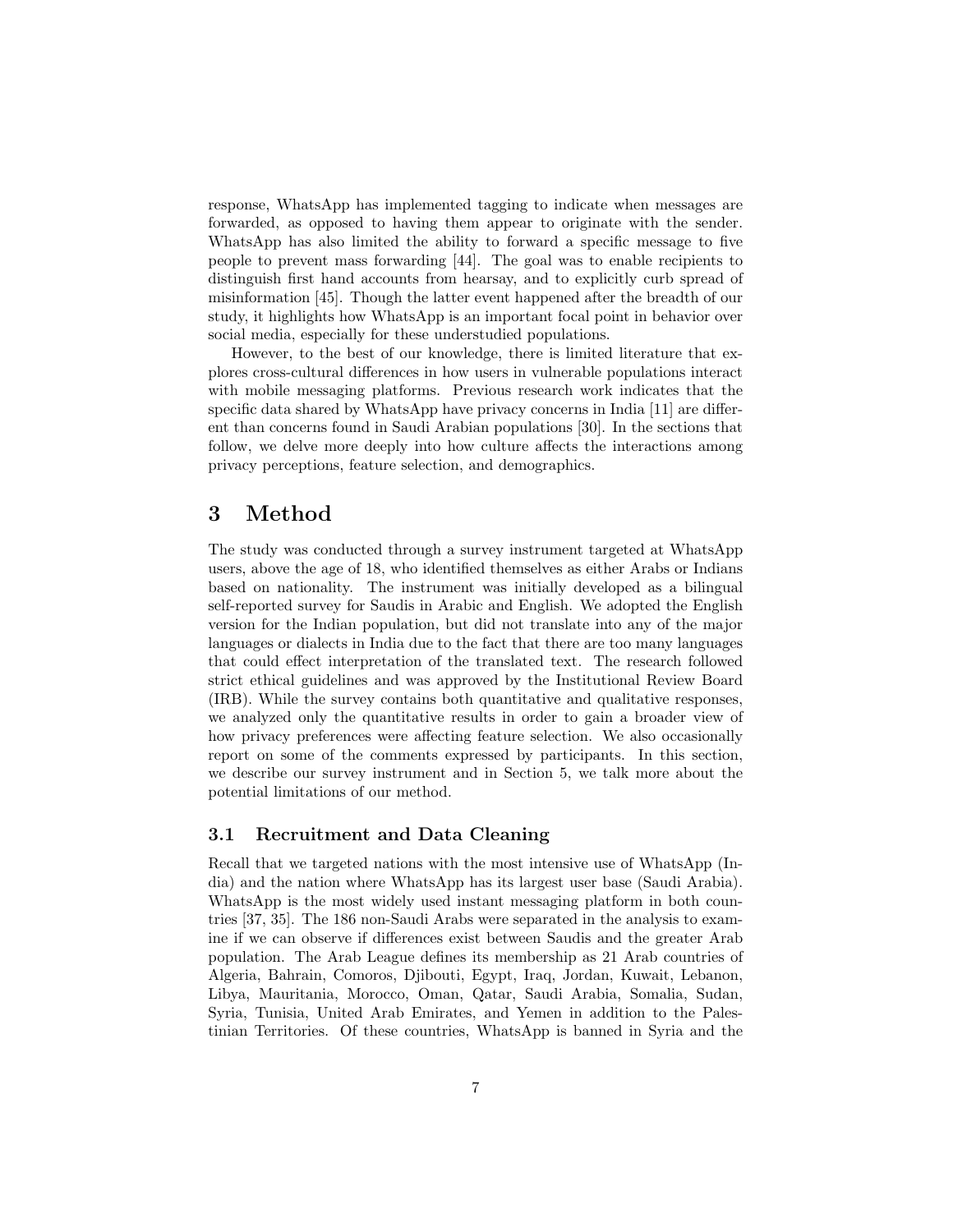response, WhatsApp has implemented tagging to indicate when messages are forwarded, as opposed to having them appear to originate with the sender. WhatsApp has also limited the ability to forward a specific message to five people to prevent mass forwarding [44]. The goal was to enable recipients to distinguish first hand accounts from hearsay, and to explicitly curb spread of misinformation [45]. Though the latter event happened after the breadth of our study, it highlights how WhatsApp is an important focal point in behavior over social media, especially for these understudied populations.

However, to the best of our knowledge, there is limited literature that explores cross-cultural differences in how users in vulnerable populations interact with mobile messaging platforms. Previous research work indicates that the specific data shared by WhatsApp have privacy concerns in India [11] are different than concerns found in Saudi Arabian populations [30]. In the sections that follow, we delve more deeply into how culture affects the interactions among privacy perceptions, feature selection, and demographics.

# 3 Method

The study was conducted through a survey instrument targeted at WhatsApp users, above the age of 18, who identified themselves as either Arabs or Indians based on nationality. The instrument was initially developed as a bilingual self-reported survey for Saudis in Arabic and English. We adopted the English version for the Indian population, but did not translate into any of the major languages or dialects in India due to the fact that there are too many languages that could effect interpretation of the translated text. The research followed strict ethical guidelines and was approved by the Institutional Review Board (IRB). While the survey contains both quantitative and qualitative responses, we analyzed only the quantitative results in order to gain a broader view of how privacy preferences were affecting feature selection. We also occasionally report on some of the comments expressed by participants. In this section, we describe our survey instrument and in Section 5, we talk more about the potential limitations of our method.

## 3.1 Recruitment and Data Cleaning

Recall that we targeted nations with the most intensive use of WhatsApp (India) and the nation where WhatsApp has its largest user base (Saudi Arabia). WhatsApp is the most widely used instant messaging platform in both countries [37, 35]. The 186 non-Saudi Arabs were separated in the analysis to examine if we can observe if differences exist between Saudis and the greater Arab population. The Arab League defines its membership as 21 Arab countries of Algeria, Bahrain, Comoros, Djibouti, Egypt, Iraq, Jordan, Kuwait, Lebanon, Libya, Mauritania, Morocco, Oman, Qatar, Saudi Arabia, Somalia, Sudan, Syria, Tunisia, United Arab Emirates, and Yemen in addition to the Palestinian Territories. Of these countries, WhatsApp is banned in Syria and the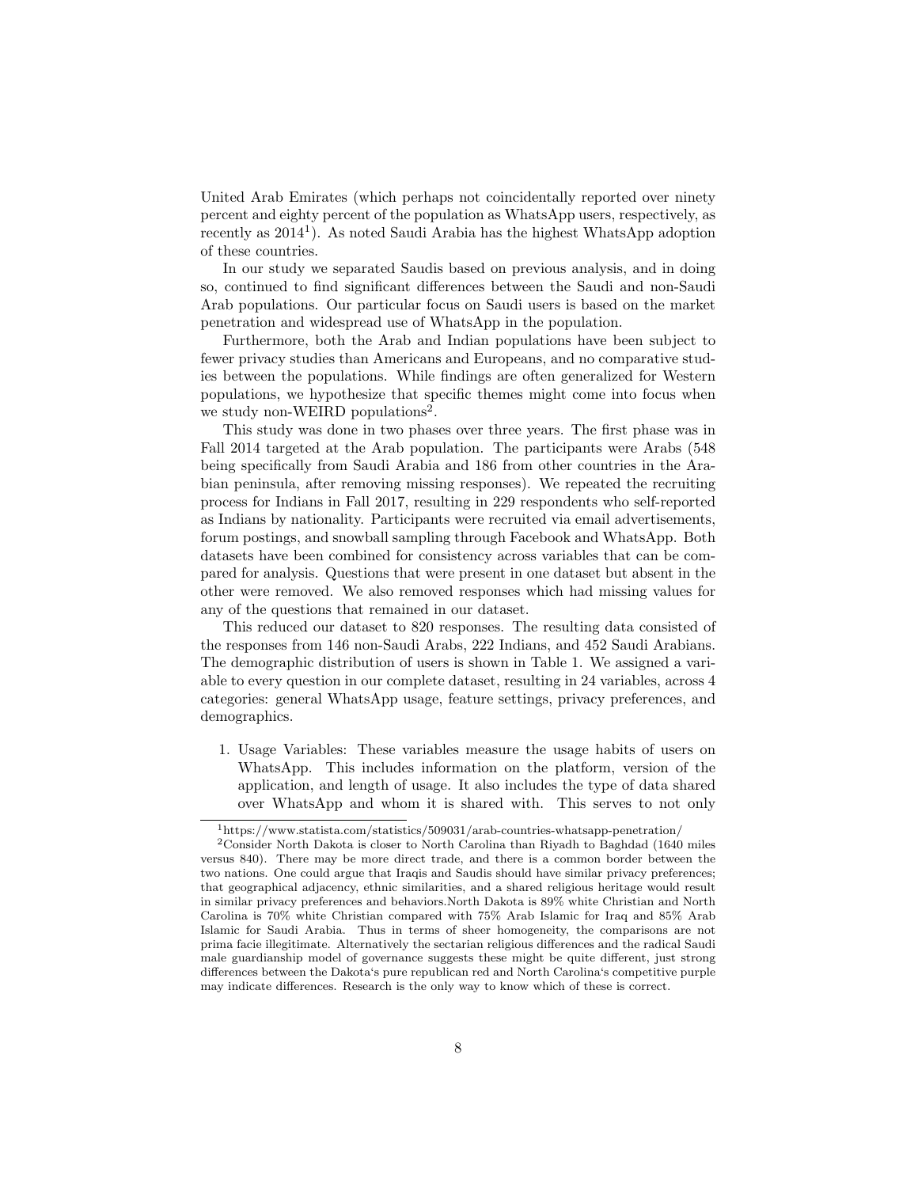United Arab Emirates (which perhaps not coincidentally reported over ninety percent and eighty percent of the population as WhatsApp users, respectively, as recently as 2014[1]). As noted Saudi Arabia has the highest WhatsApp adoption of these countries.

In our study we separated Saudis based on previous analysis, and in doing so, continued to find significant differences between the Saudi and non-Saudi Arab populations. Our particular focus on Saudi users is based on the market penetration and widespread use of WhatsApp in the population.

Furthermore, both the Arab and Indian populations have been subject to fewer privacy studies than Americans and Europeans, and no comparative studies between the populations. While findings are often generalized for Western populations, we hypothesize that specific themes might come into focus when we study non-WEIRD populations[2].

This study was done in two phases over three years. The first phase was in Fall 2014 targeted at the Arab population. The participants were Arabs (548 being specifically from Saudi Arabia and 186 from other countries in the Arabian peninsula, after removing missing responses). We repeated the recruiting process for Indians in Fall 2017, resulting in 229 respondents who self-reported as Indians by nationality. Participants were recruited via email advertisements, forum postings, and snowball sampling through Facebook and WhatsApp. Both datasets have been combined for consistency across variables that can be compared for analysis. Questions that were present in one dataset but absent in the other were removed. We also removed responses which had missing values for any of the questions that remained in our dataset.

This reduced our dataset to 820 responses. The resulting data consisted of the responses from 146 non-Saudi Arabs, 222 Indians, and 452 Saudi Arabians. The demographic distribution of users is shown in Table 1. We assigned a variable to every question in our complete dataset, resulting in 24 variables, across 4 categories: general WhatsApp usage, feature settings, privacy preferences, and demographics.

1. Usage Variables: These variables measure the usage habits of users on WhatsApp. This includes information on the platform, version of the application, and length of usage. It also includes the type of data shared over WhatsApp and whom it is shared with. This serves to not only

[1]https://www.statista.com/statistics/509031/arab-countries-whatsapp-penetration/

[2]Consider North Dakota is closer to North Carolina than Riyadh to Baghdad (1640 miles versus 840). There may be more direct trade, and there is a common border between the two nations. One could argue that Iraqis and Saudis should have similar privacy preferences; that geographical adjacency, ethnic similarities, and a shared religious heritage would result in similar privacy preferences and behaviors.North Dakota is 89% white Christian and North Carolina is 70% white Christian compared with 75% Arab Islamic for Iraq and 85% Arab Islamic for Saudi Arabia. Thus in terms of sheer homogeneity, the comparisons are not prima facie illegitimate. Alternatively the sectarian religious differences and the radical Saudi male guardianship model of governance suggests these might be quite different, just strong differences between the Dakota's pure republican red and North Carolina's competitive purple may indicate differences. Research is the only way to know which of these is correct.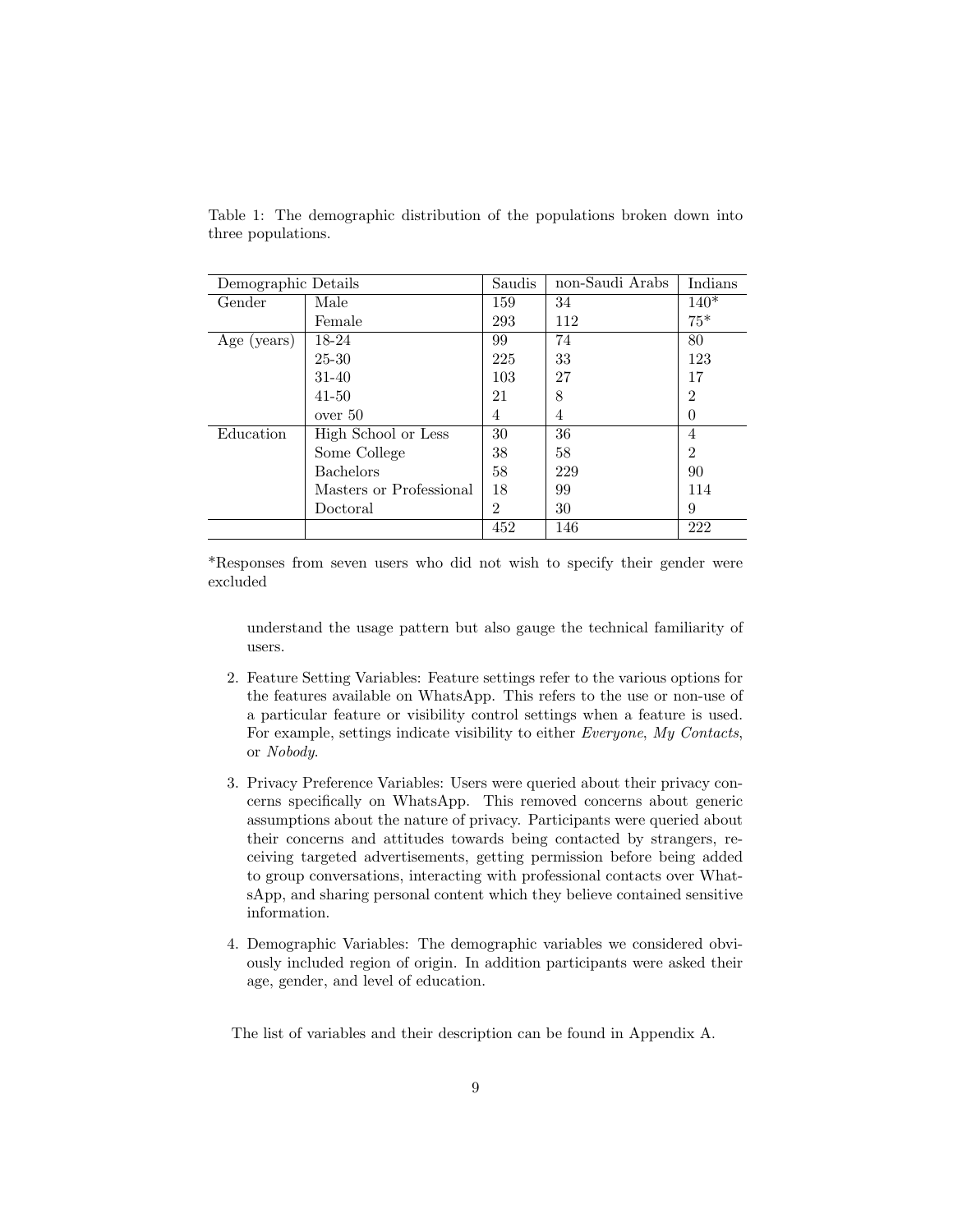Table 1: The demographic distribution of the populations broken down into three populations.

| Demographic Details | | Saudis | non-Saudi Arabs | Indians |
|---|---|---|---|---|
| Gender | Male | 159 | 34 | 140* |
| | Female | 293 | 112 | 75* |
| Age (years) | 18-24 | 99 | 74 | 80 |
| | 25-30 | 225 | 33 | 123 |
| | 31-40 | 103 | 27 | 17 |
| | 41-50 | 21 | 8 | 2 |
| | over 50 | 4 | 4 | 0 |
| Education | High School or Less | 30 | 36 | 4 |
| | Some College | 38 | 58 | 2 |
| | Bachelors | 58 | 229 | 90 |
| | Masters or Professional | 18 | 99 | 114 |
| | Doctoral | 2 | 30 | 9 |
| | | 452 | 146 | 222 |

*Responses from seven users who did not wish to specify their gender were excluded

understand the usage pattern but also gauge the technical familiarity of users.

2. Feature Setting Variables: Feature settings refer to the various options for the features available on WhatsApp. This refers to the use or non-use of a particular feature or visibility control settings when a feature is used. For example, settings indicate visibility to either *Everyone*, *My Contacts*, or *Nobody*.

3. Privacy Preference Variables: Users were queried about their privacy concerns specifically on WhatsApp. This removed concerns about generic assumptions about the nature of privacy. Participants were queried about their concerns and attitudes towards being contacted by strangers, receiving targeted advertisements, getting permission before being added to group conversations, interacting with professional contacts over WhatsApp, and sharing personal content which they believe contained sensitive information.

4. Demographic Variables: The demographic variables we considered obviously included region of origin. In addition participants were asked their age, gender, and level of education.

The list of variables and their description can be found in Appendix A.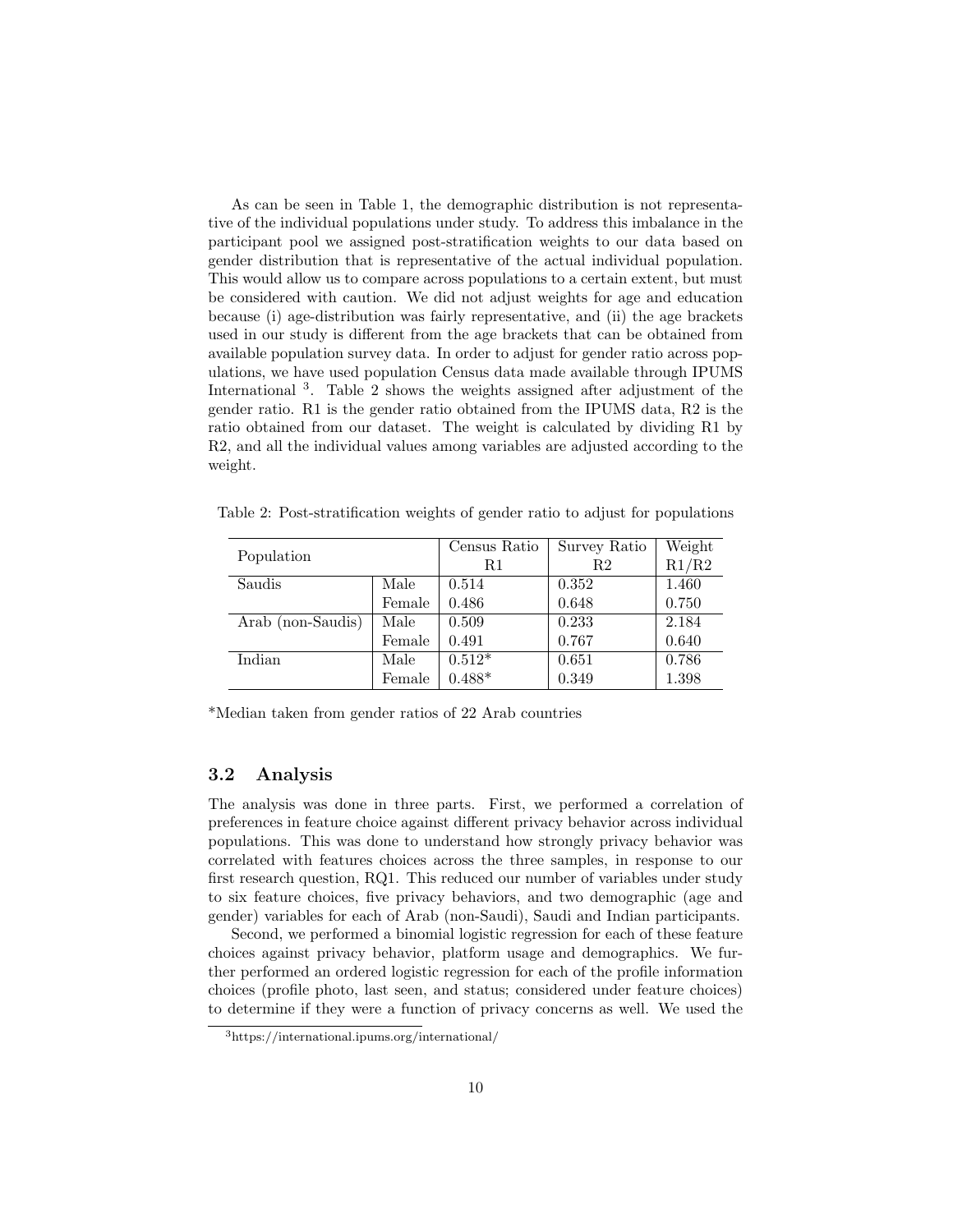As can be seen in Table 1, the demographic distribution is not representative of the individual populations under study. To address this imbalance in the participant pool we assigned post-stratification weights to our data based on gender distribution that is representative of the actual individual population. This would allow us to compare across populations to a certain extent, but must be considered with caution. We did not adjust weights for age and education because (i) age-distribution was fairly representative, and (ii) the age brackets used in our study is different from the age brackets that can be obtained from available population survey data. In order to adjust for gender ratio across populations, we have used population Census data made available through IPUMS International [3]. Table 2 shows the weights assigned after adjustment of the gender ratio. R1 is the gender ratio obtained from the IPUMS data, R2 is the ratio obtained from our dataset. The weight is calculated by dividing R1 by R2, and all the individual values among variables are adjusted according to the weight.

Table 2: Post-stratification weights of gender ratio to adjust for populations

| Population | | Census Ratio R1 | Survey Ratio R2 | Weight R1/R2 |
|---|---|---|---|---|
| Saudis | Male | 0.514 | 0.352 | 1.460 |
| | Female | 0.486 | 0.648 | 0.750 |
| Arab (non-Saudis) | Male | 0.509 | 0.233 | 2.184 |
| | Female | 0.491 | 0.767 | 0.640 |
| Indian | Male | 0.512* | 0.651 | 0.786 |
| | Female | 0.488* | 0.349 | 1.398 |

*Median taken from gender ratios of 22 Arab countries

### 3.2 Analysis

The analysis was done in three parts. First, we performed a correlation of preferences in feature choice against different privacy behavior across individual populations. This was done to understand how strongly privacy behavior was correlated with features choices across the three samples, in response to our first research question, RQ1. This reduced our number of variables under study to six feature choices, five privacy behaviors, and two demographic (age and gender) variables for each of Arab (non-Saudi), Saudi and Indian participants.

Second, we performed a binomial logistic regression for each of these feature choices against privacy behavior, platform usage and demographics. We further performed an ordered logistic regression for each of the profile information choices (profile photo, last seen, and status; considered under feature choices) to determine if they were a function of privacy concerns as well. We used the

[3] https://international.ipums.org/international/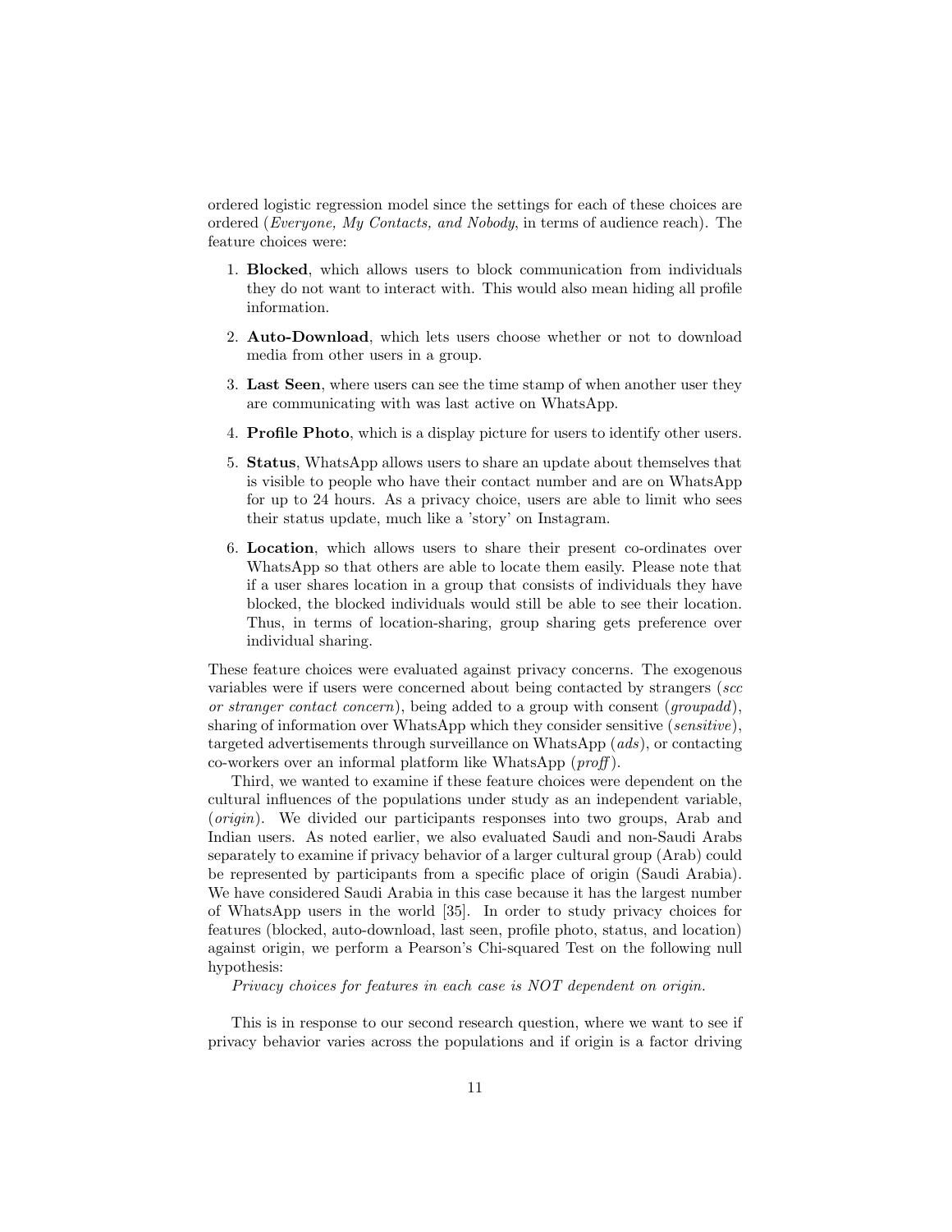ordered logistic regression model since the settings for each of these choices are ordered (*Everyone, My Contacts, and Nobody*, in terms of audience reach). The feature choices were:

1. **Blocked**, which allows users to block communication from individuals they do not want to interact with. This would also mean hiding all profile information.

2. **Auto-Download**, which lets users choose whether or not to download media from other users in a group.

3. **Last Seen**, where users can see the time stamp of when another user they are communicating with was last active on WhatsApp.

4. **Profile Photo**, which is a display picture for users to identify other users.

5. **Status**, WhatsApp allows users to share an update about themselves that is visible to people who have their contact number and are on WhatsApp for up to 24 hours. As a privacy choice, users are able to limit who sees their status update, much like a 'story' on Instagram.

6. **Location**, which allows users to share their present co-ordinates over WhatsApp so that others are able to locate them easily. Please note that if a user shares location in a group that consists of individuals they have blocked, the blocked individuals would still be able to see their location. Thus, in terms of location-sharing, group sharing gets preference over individual sharing.

These feature choices were evaluated against privacy concerns. The exogenous variables were if users were concerned about being contacted by strangers (*scc or stranger contact concern*), being added to a group with consent (*groupadd*), sharing of information over WhatsApp which they consider sensitive (*sensitive*), targeted advertisements through surveillance on WhatsApp (*ads*), or contacting co-workers over an informal platform like WhatsApp (*proff*).

Third, we wanted to examine if these feature choices were dependent on the cultural influences of the populations under study as an independent variable, (*origin*). We divided our participants responses into two groups, Arab and Indian users. As noted earlier, we also evaluated Saudi and non-Saudi Arabs separately to examine if privacy behavior of a larger cultural group (Arab) could be represented by participants from a specific place of origin (Saudi Arabia). We have considered Saudi Arabia in this case because it has the largest number of WhatsApp users in the world [35]. In order to study privacy choices for features (blocked, auto-download, last seen, profile photo, status, and location) against origin, we perform a Pearson's Chi-squared Test on the following null hypothesis:

*Privacy choices for features in each case is NOT dependent on origin.*

This is in response to our second research question, where we want to see if privacy behavior varies across the populations and if origin is a factor driving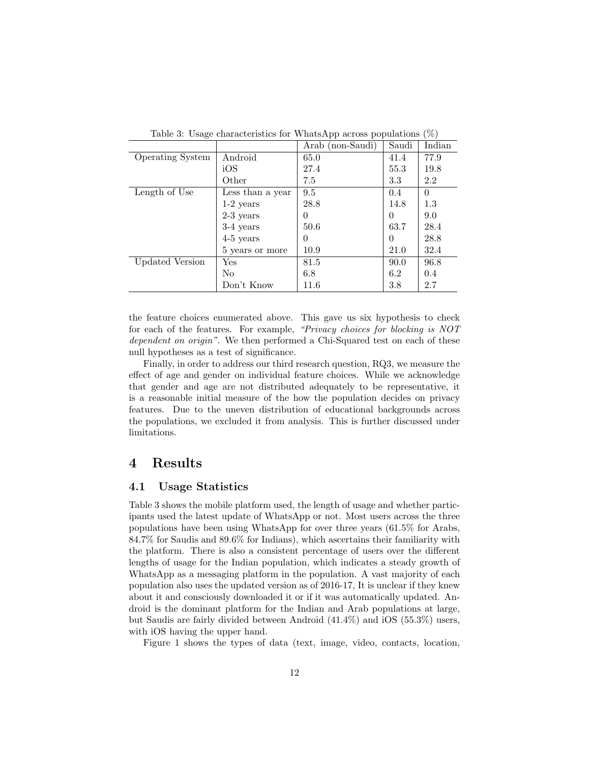Table 3: Usage characteristics for WhatsApp across populations (%)

| | | Arab (non-Saudi) | Saudi | Indian |
|---|---|---|---|---|
| Operating System | Android | 65.0 | 41.4 | 77.9 |
| | iOS | 27.4 | 55.3 | 19.8 |
| | Other | 7.5 | 3.3 | 2.2 |
| Length of Use | Less than a year | 9.5 | 0.4 | 0 |
| | 1-2 years | 28.8 | 14.8 | 1.3 |
| | 2-3 years | 0 | 0 | 9.0 |
| | 3-4 years | 50.6 | 63.7 | 28.4 |
| | 4-5 years | 0 | 0 | 28.8 |
| | 5 years or more | 10.9 | 21.0 | 32.4 |
| Updated Version | Yes | 81.5 | 90.0 | 96.8 |
| | No | 6.8 | 6.2 | 0.4 |
| | Don't Know | 11.6 | 3.8 | 2.7 |

the feature choices enumerated above. This gave us six hypothesis to check for each of the features. For example, *"Privacy choices for blocking is NOT dependent on origin"*. We then performed a Chi-Squared test on each of these null hypotheses as a test of significance.

Finally, in order to address our third research question, RQ3, we measure the effect of age and gender on individual feature choices. While we acknowledge that gender and age are not distributed adequately to be representative, it is a reasonable initial measure of the how the population decides on privacy features. Due to the uneven distribution of educational backgrounds across the populations, we excluded it from analysis. This is further discussed under limitations.

# 4 Results

## 4.1 Usage Statistics

Table 3 shows the mobile platform used, the length of usage and whether participants used the latest update of WhatsApp or not. Most users across the three populations have been using WhatsApp for over three years (61.5% for Arabs, 84.7% for Saudis and 89.6% for Indians), which ascertains their familiarity with the platform. There is also a consistent percentage of users over the different lengths of usage for the Indian population, which indicates a steady growth of WhatsApp as a messaging platform in the population. A vast majority of each population also uses the updated version as of 2016-17, It is unclear if they knew about it and consciously downloaded it or if it was automatically updated. Android is the dominant platform for the Indian and Arab populations at large, but Saudis are fairly divided between Android (41.4%) and iOS (55.3%) users, with iOS having the upper hand.

Figure 1 shows the types of data (text, image, video, contacts, location,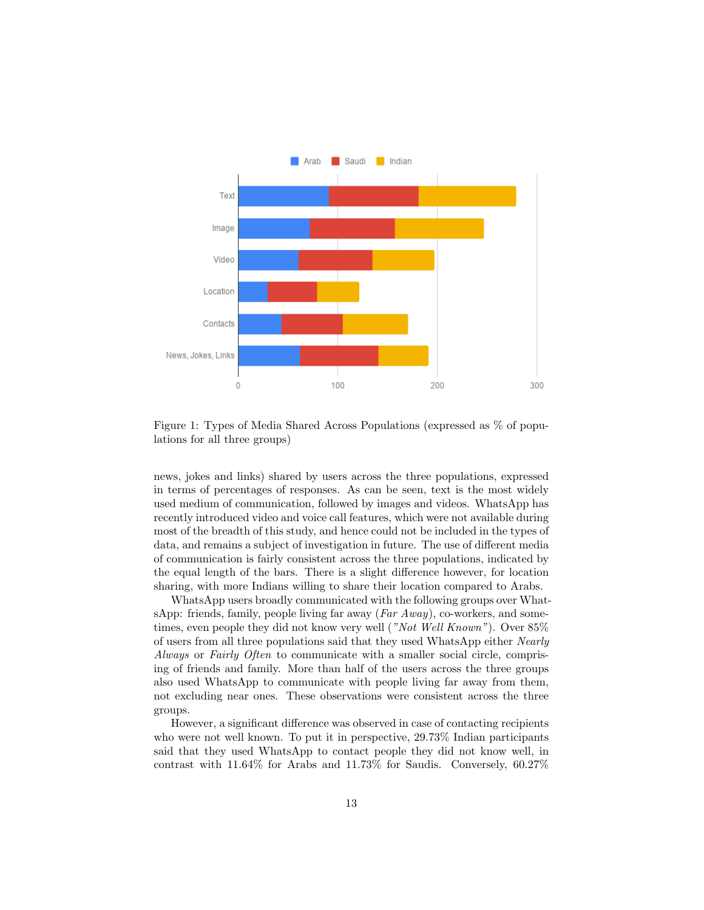Figure 1: Types of Media Shared Across Populations (expressed as % of populations for all three groups)

news, jokes and links) shared by users across the three populations, expressed in terms of percentages of responses. As can be seen, text is the most widely used medium of communication, followed by images and videos. WhatsApp has recently introduced video and voice call features, which were not available during most of the breadth of this study, and hence could not be included in the types of data, and remains a subject of investigation in future. The use of different media of communication is fairly consistent across the three populations, indicated by the equal length of the bars. There is a slight difference however, for location sharing, with more Indians willing to share their location compared to Arabs.

WhatsApp users broadly communicated with the following groups over WhatsApp: friends, family, people living far away (*Far Away*), co-workers, and sometimes, even people they did not know very well (*"Not Well Known"*). Over 85% of users from all three populations said that they used WhatsApp either *Nearly Always* or *Fairly Often* to communicate with a smaller social circle, comprising of friends and family. More than half of the users across the three groups also used WhatsApp to communicate with people living far away from them, not excluding near ones. These observations were consistent across the three groups.

However, a significant difference was observed in case of contacting recipients who were not well known. To put it in perspective, 29.73% Indian participants said that they used WhatsApp to contact people they did not know well, in contrast with 11.64% for Arabs and 11.73% for Saudis. Conversely, 60.27%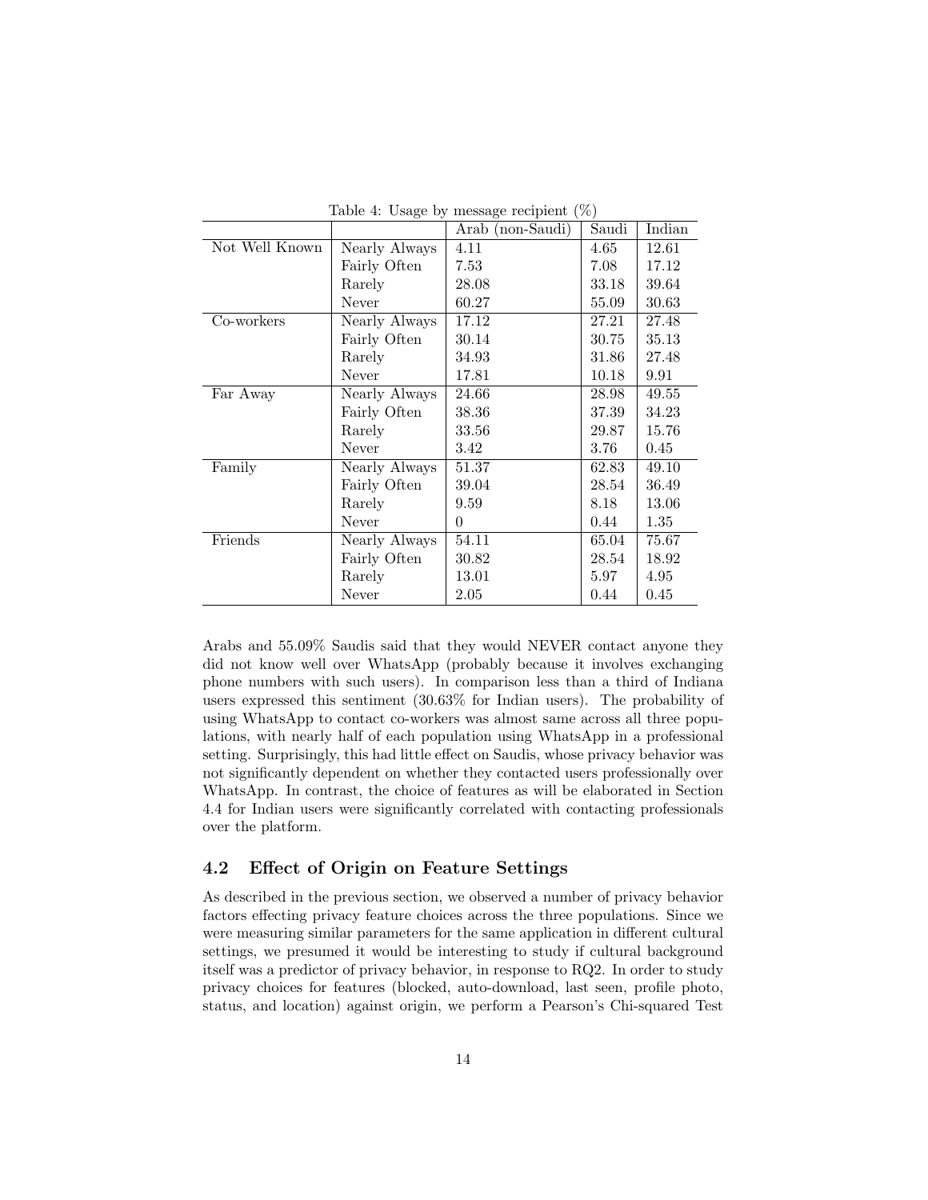Table 4: Usage by message recipient (%)

| | | Arab (non-Saudi) | Saudi | Indian |
|---|---|---|---|---|
| Not Well Known | Nearly Always | 4.11 | 4.65 | 12.61 |
| | Fairly Often | 7.53 | 7.08 | 17.12 |
| | Rarely | 28.08 | 33.18 | 39.64 |
| | Never | 60.27 | 55.09 | 30.63 |
| Co-workers | Nearly Always | 17.12 | 27.21 | 27.48 |
| | Fairly Often | 30.14 | 30.75 | 35.13 |
| | Rarely | 34.93 | 31.86 | 27.48 |
| | Never | 17.81 | 10.18 | 9.91 |
| Far Away | Nearly Always | 24.66 | 28.98 | 49.55 |
| | Fairly Often | 38.36 | 37.39 | 34.23 |
| | Rarely | 33.56 | 29.87 | 15.76 |
| | Never | 3.42 | 3.76 | 0.45 |
| Family | Nearly Always | 51.37 | 62.83 | 49.10 |
| | Fairly Often | 39.04 | 28.54 | 36.49 |
| | Rarely | 9.59 | 8.18 | 13.06 |
| | Never | 0 | 0.44 | 1.35 |
| Friends | Nearly Always | 54.11 | 65.04 | 75.67 |
| | Fairly Often | 30.82 | 28.54 | 18.92 |
| | Rarely | 13.01 | 5.97 | 4.95 |
| | Never | 2.05 | 0.44 | 0.45 |

Arabs and 55.09% Saudis said that they would NEVER contact anyone they did not know well over WhatsApp (probably because it involves exchanging phone numbers with such users). In comparison less than a third of Indiana users expressed this sentiment (30.63% for Indian users). The probability of using WhatsApp to contact co-workers was almost same across all three populations, with nearly half of each population using WhatsApp in a professional setting. Surprisingly, this had little effect on Saudis, whose privacy behavior was not significantly dependent on whether they contacted users professionally over WhatsApp. In contrast, the choice of features as will be elaborated in Section 4.4 for Indian users were significantly correlated with contacting professionals over the platform.

## 4.2 Effect of Origin on Feature Settings

As described in the previous section, we observed a number of privacy behavior factors effecting privacy feature choices across the three populations. Since we were measuring similar parameters for the same application in different cultural settings, we presumed it would be interesting to study if cultural background itself was a predictor of privacy behavior, in response to RQ2. In order to study privacy choices for features (blocked, auto-download, last seen, profile photo, status, and location) against origin, we perform a Pearson's Chi-squared Test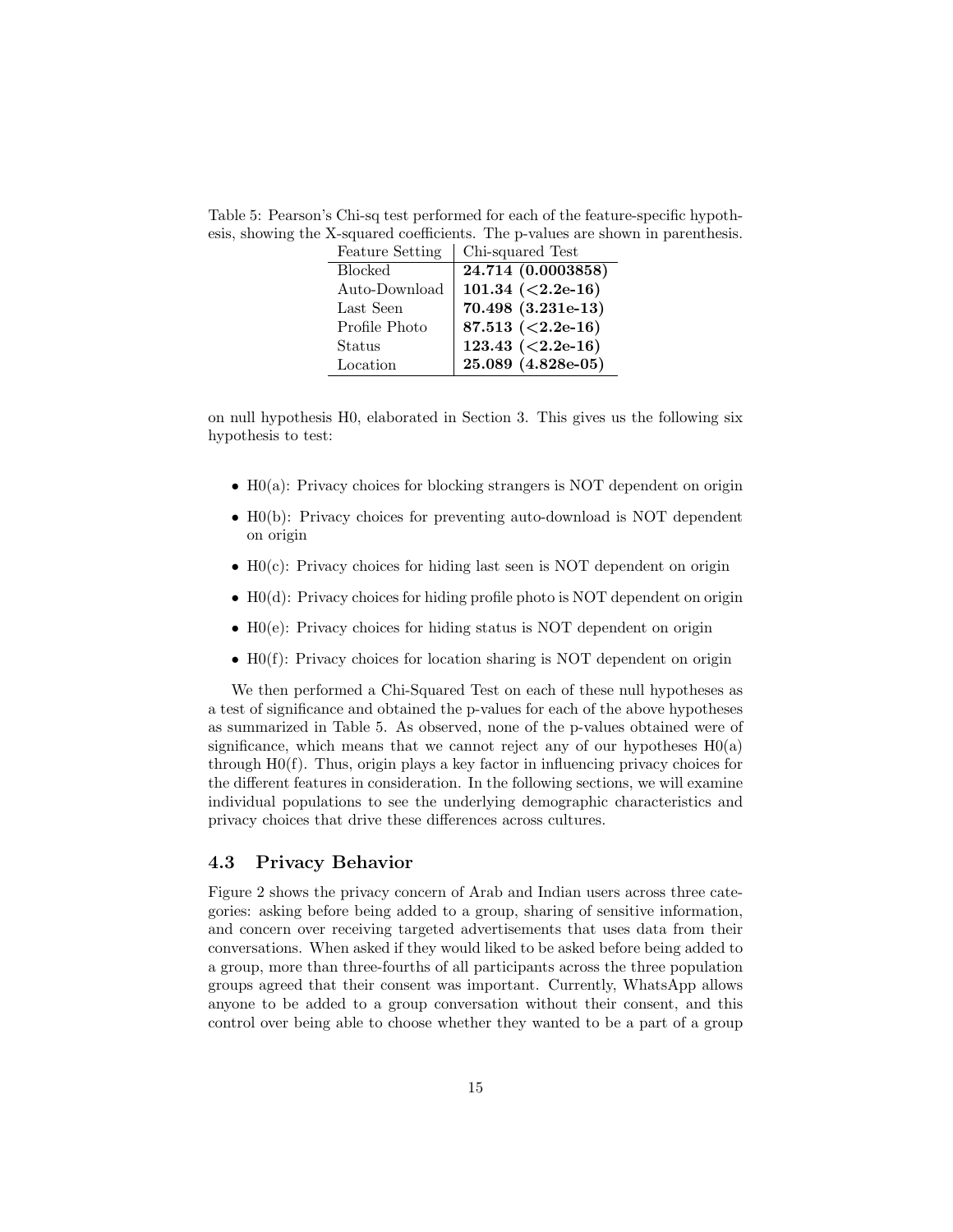Table 5: Pearson's Chi-sq test performed for each of the feature-specific hypothesis, showing the X-squared coefficients. The p-values are shown in parenthesis.

| Feature Setting | Chi-squared Test |
|---|---|
| Blocked | **24.714 (0.0003858)** |
| Auto-Download | **101.34 (<2.2e-16)** |
| Last Seen | **70.498 (3.231e-13)** |
| Profile Photo | **87.513 (<2.2e-16)** |
| Status | **123.43 (<2.2e-16)** |
| Location | **25.089 (4.828e-05)** |

on null hypothesis H0, elaborated in Section 3. This gives us the following six hypothesis to test:

- H0(a): Privacy choices for blocking strangers is NOT dependent on origin
- H0(b): Privacy choices for preventing auto-download is NOT dependent on origin
- H0(c): Privacy choices for hiding last seen is NOT dependent on origin
- H0(d): Privacy choices for hiding profile photo is NOT dependent on origin
- H0(e): Privacy choices for hiding status is NOT dependent on origin
- H0(f): Privacy choices for location sharing is NOT dependent on origin

We then performed a Chi-Squared Test on each of these null hypotheses as a test of significance and obtained the p-values for each of the above hypotheses as summarized in Table 5. As observed, none of the p-values obtained were of significance, which means that we cannot reject any of our hypotheses H0(a) through H0(f). Thus, origin plays a key factor in influencing privacy choices for the different features in consideration. In the following sections, we will examine individual populations to see the underlying demographic characteristics and privacy choices that drive these differences across cultures.

## 4.3 Privacy Behavior

Figure 2 shows the privacy concern of Arab and Indian users across three categories: asking before being added to a group, sharing of sensitive information, and concern over receiving targeted advertisements that uses data from their conversations. When asked if they would liked to be asked before being added to a group, more than three-fourths of all participants across the three population groups agreed that their consent was important. Currently, WhatsApp allows anyone to be added to a group conversation without their consent, and this control over being able to choose whether they wanted to be a part of a group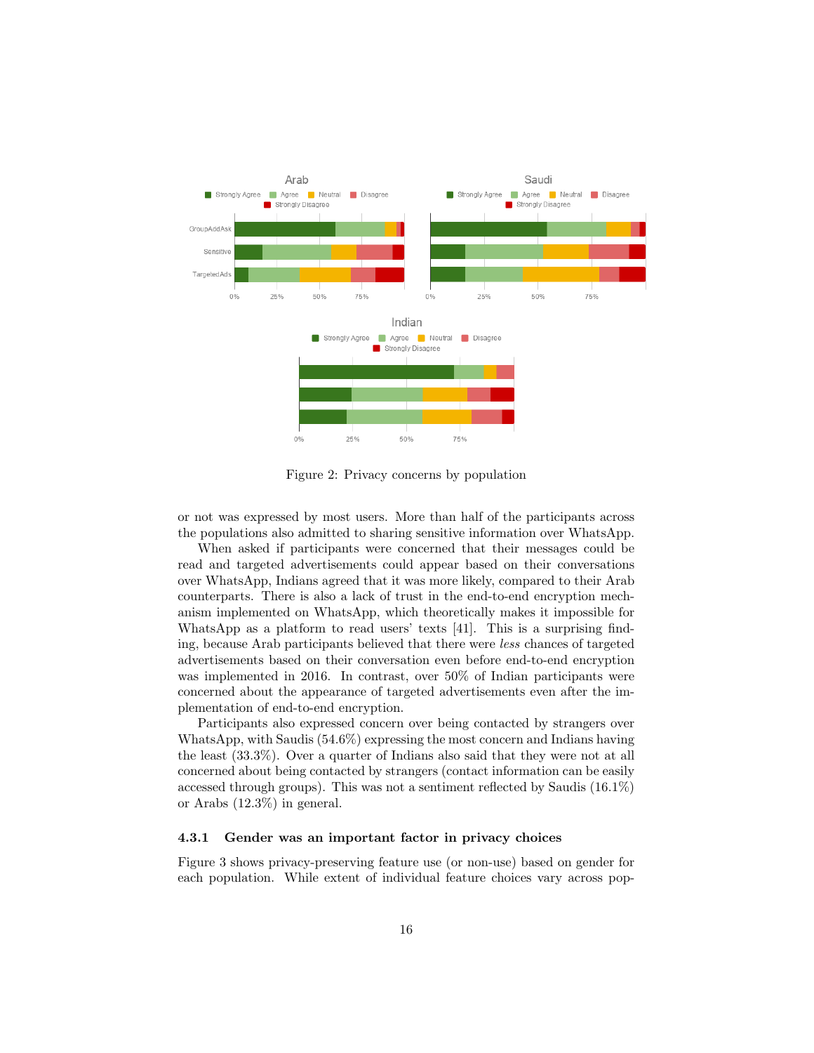Figure 2: Privacy concerns by population

or not was expressed by most users. More than half of the participants across the populations also admitted to sharing sensitive information over WhatsApp.

When asked if participants were concerned that their messages could be read and targeted advertisements could appear based on their conversations over WhatsApp, Indians agreed that it was more likely, compared to their Arab counterparts. There is also a lack of trust in the end-to-end encryption mechanism implemented on WhatsApp, which theoretically makes it impossible for WhatsApp as a platform to read users' texts [41]. This is a surprising finding, because Arab participants believed that there were *less* chances of targeted advertisements based on their conversation even before end-to-end encryption was implemented in 2016. In contrast, over 50% of Indian participants were concerned about the appearance of targeted advertisements even after the implementation of end-to-end encryption.

Participants also expressed concern over being contacted by strangers over WhatsApp, with Saudis (54.6%) expressing the most concern and Indians having the least (33.3%). Over a quarter of Indians also said that they were not at all concerned about being contacted by strangers (contact information can be easily accessed through groups). This was not a sentiment reflected by Saudis (16.1%) or Arabs (12.3%) in general.

### 4.3.1 Gender was an important factor in privacy choices

Figure 3 shows privacy-preserving feature use (or non-use) based on gender for each population. While extent of individual feature choices vary across pop-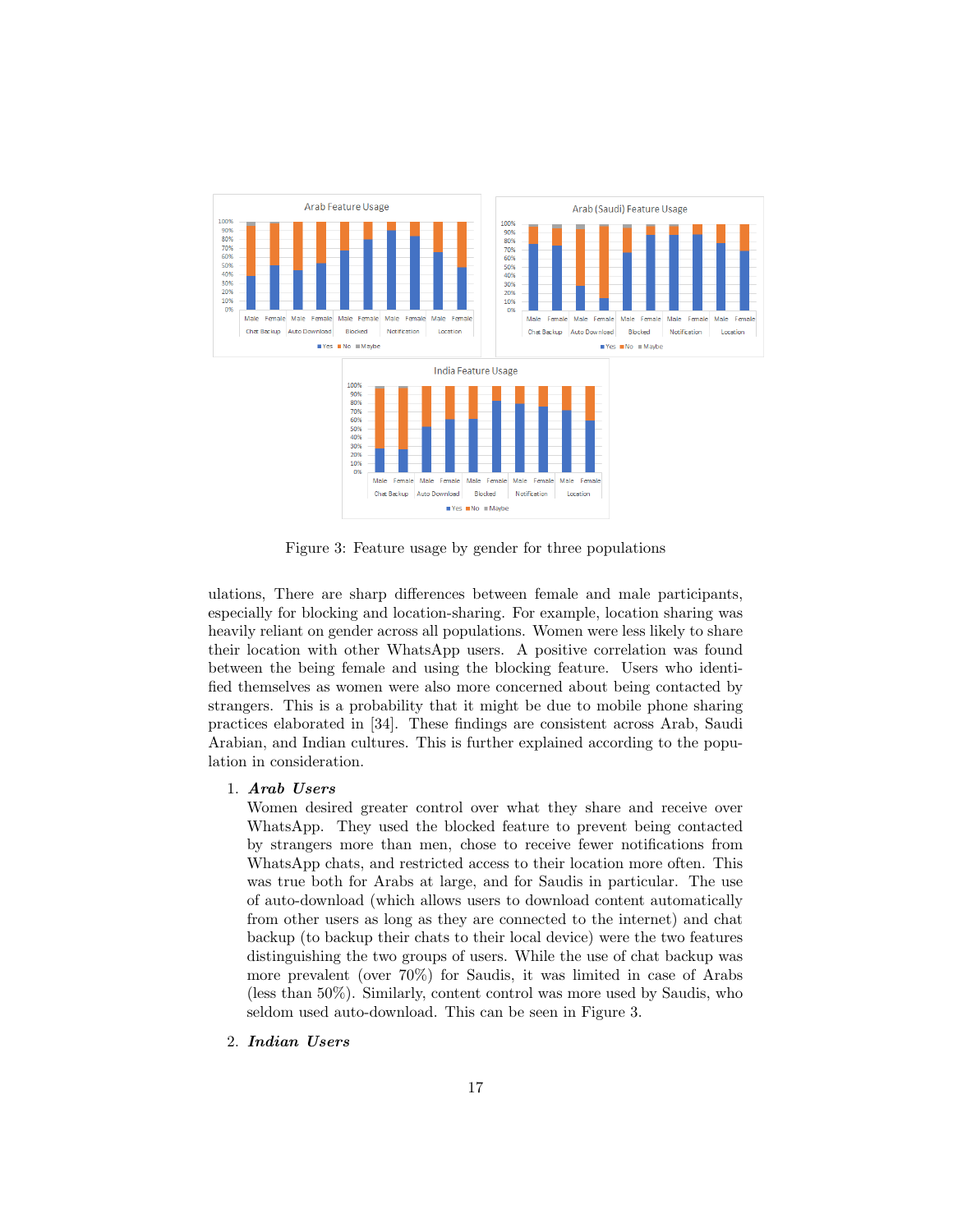Figure 3: Feature usage by gender for three populations

ulations, There are sharp differences between female and male participants, especially for blocking and location-sharing. For example, location sharing was heavily reliant on gender across all populations. Women were less likely to share their location with other WhatsApp users. A positive correlation was found between the being female and using the blocking feature. Users who identified themselves as women were also more concerned about being contacted by strangers. This is a probability that it might be due to mobile phone sharing practices elaborated in [34]. These findings are consistent across Arab, Saudi Arabian, and Indian cultures. This is further explained according to the population in consideration.

1. ***Arab Users***

   Women desired greater control over what they share and receive over WhatsApp. They used the blocked feature to prevent being contacted by strangers more than men, chose to receive fewer notifications from WhatsApp chats, and restricted access to their location more often. This was true both for Arabs at large, and for Saudis in particular. The use of auto-download (which allows users to download content automatically from other users as long as they are connected to the internet) and chat backup (to backup their chats to their local device) were the two features distinguishing the two groups of users. While the use of chat backup was more prevalent (over 70%) for Saudis, it was limited in case of Arabs (less than 50%). Similarly, content control was more used by Saudis, who seldom used auto-download. This can be seen in Figure 3.

2. ***Indian Users***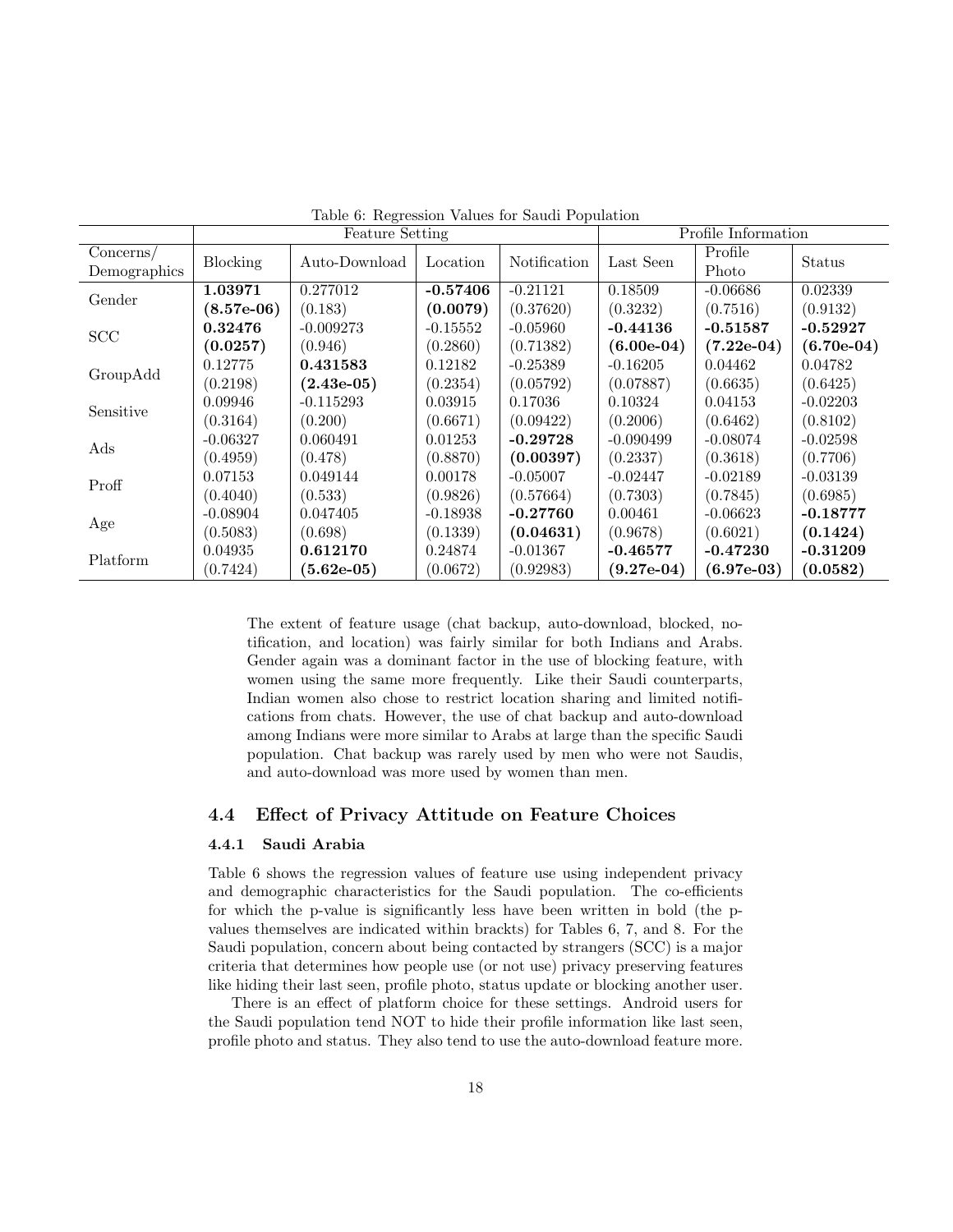Table 6: Regression Values for Saudi Population

| | Feature Setting | | | | Profile Information | | |
|---|---|---|---|---|---|---|---|
| Concerns/ Demographics | Blocking | Auto-Download | Location | Notification | Last Seen | Profile Photo | Status |
| Gender | **1.03971** | 0.277012 | **-0.57406** | -0.21121 | 0.18509 | -0.06686 | 0.02339 |
| | **(8.57e-06)** | (0.183) | **(0.0079)** | (0.37620) | (0.3232) | (0.7516) | (0.9132) |
| SCC | **0.32476** | -0.009273 | -0.15552 | -0.05960 | **-0.44136** | **-0.51587** | **-0.52927** |
| | **(0.0257)** | (0.946) | (0.2860) | (0.71382) | **(6.00e-04)** | **(7.22e-04)** | **(6.70e-04)** |
| GroupAdd | 0.12775 | **0.431583** | 0.12182 | -0.25389 | -0.16205 | 0.04462 | 0.04782 |
| | (0.2198) | **(2.43e-05)** | (0.2354) | (0.05792) | (0.07887) | (0.6635) | (0.6425) |
| Sensitive | 0.09946 | -0.115293 | 0.03915 | 0.17036 | 0.10324 | 0.04153 | -0.02203 |
| | (0.3164) | (0.200) | (0.6671) | (0.09422) | (0.2006) | (0.6462) | (0.8102) |
| Ads | -0.06327 | 0.060491 | 0.01253 | **-0.29728** | -0.090499 | -0.08074 | -0.02598 |
| | (0.4959) | (0.478) | (0.8870) | **(0.00397)** | (0.2337) | (0.3618) | (0.7706) |
| Proff | 0.07153 | 0.049144 | 0.00178 | -0.05007 | -0.02447 | -0.02189 | -0.03139 |
| | (0.4040) | (0.533) | (0.9826) | (0.57664) | (0.7303) | (0.7845) | (0.6985) |
| Age | -0.08904 | 0.047405 | -0.18938 | **-0.27760** | 0.00461 | -0.06623 | **-0.18777** |
| | (0.5083) | (0.698) | (0.1339) | **(0.04631)** | (0.9678) | (0.6021) | **(0.1424)** |
| Platform | 0.04935 | **0.612170** | 0.24874 | -0.01367 | **-0.46577** | **-0.47230** | **-0.31209** |
| | (0.7424) | **(5.62e-05)** | (0.0672) | (0.92983) | **(9.27e-04)** | **(6.97e-03)** | **(0.0582)** |

The extent of feature usage (chat backup, auto-download, blocked, notification, and location) was fairly similar for both Indians and Arabs. Gender again was a dominant factor in the use of blocking feature, with women using the same more frequently. Like their Saudi counterparts, Indian women also chose to restrict location sharing and limited notifications from chats. However, the use of chat backup and auto-download among Indians were more similar to Arabs at large than the specific Saudi population. Chat backup was rarely used by men who were not Saudis, and auto-download was more used by women than men.

## 4.4 Effect of Privacy Attitude on Feature Choices

### 4.4.1 Saudi Arabia

Table 6 shows the regression values of feature use using independent privacy and demographic characteristics for the Saudi population. The co-efficients for which the p-value is significantly less have been written in bold (the p-values themselves are indicated within brackts) for Tables 6, 7, and 8. For the Saudi population, concern about being contacted by strangers (SCC) is a major criteria that determines how people use (or not use) privacy preserving features like hiding their last seen, profile photo, status update or blocking another user.

There is an effect of platform choice for these settings. Android users for the Saudi population tend NOT to hide their profile information like last seen, profile photo and status. They also tend to use the auto-download feature more.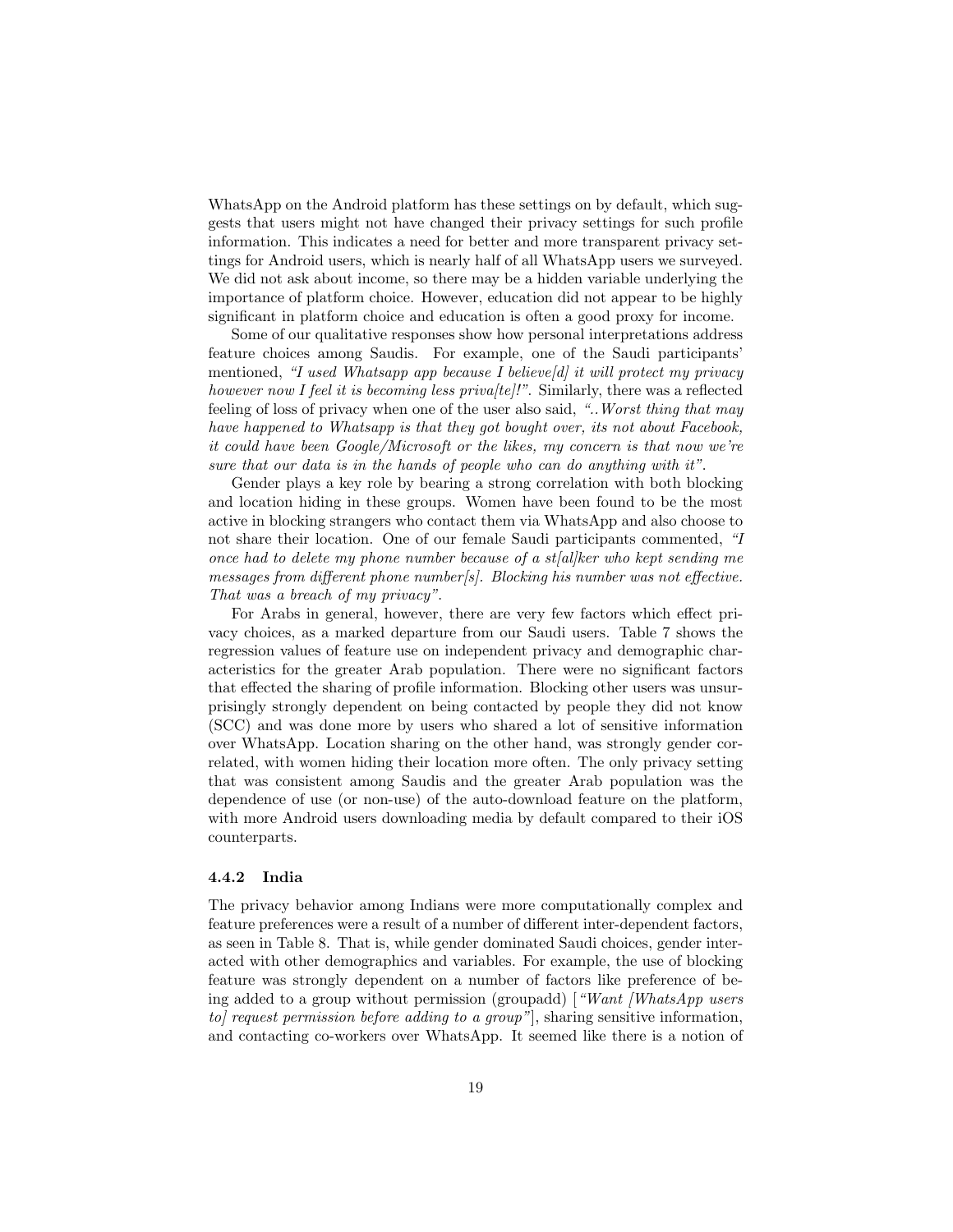WhatsApp on the Android platform has these settings on by default, which suggests that users might not have changed their privacy settings for such profile information. This indicates a need for better and more transparent privacy settings for Android users, which is nearly half of all WhatsApp users we surveyed. We did not ask about income, so there may be a hidden variable underlying the importance of platform choice. However, education did not appear to be highly significant in platform choice and education is often a good proxy for income.

Some of our qualitative responses show how personal interpretations address feature choices among Saudis. For example, one of the Saudi participants' mentioned, *"I used Whatsapp app because I believe[d] it will protect my privacy however now I feel it is becoming less priva[te]!"*. Similarly, there was a reflected feeling of loss of privacy when one of the user also said, *"..Worst thing that may have happened to Whatsapp is that they got bought over, its not about Facebook, it could have been Google/Microsoft or the likes, my concern is that now we're sure that our data is in the hands of people who can do anything with it"*.

Gender plays a key role by bearing a strong correlation with both blocking and location hiding in these groups. Women have been found to be the most active in blocking strangers who contact them via WhatsApp and also choose to not share their location. One of our female Saudi participants commented, *"I once had to delete my phone number because of a st[al]ker who kept sending me messages from different phone number[s]. Blocking his number was not effective. That was a breach of my privacy"*.

For Arabs in general, however, there are very few factors which effect privacy choices, as a marked departure from our Saudi users. Table 7 shows the regression values of feature use on independent privacy and demographic characteristics for the greater Arab population. There were no significant factors that effected the sharing of profile information. Blocking other users was unsurprisingly strongly dependent on being contacted by people they did not know (SCC) and was done more by users who shared a lot of sensitive information over WhatsApp. Location sharing on the other hand, was strongly gender correlated, with women hiding their location more often. The only privacy setting that was consistent among Saudis and the greater Arab population was the dependence of use (or non-use) of the auto-download feature on the platform, with more Android users downloading media by default compared to their iOS counterparts.

#### 4.4.2 India

The privacy behavior among Indians were more computationally complex and feature preferences were a result of a number of different inter-dependent factors, as seen in Table 8. That is, while gender dominated Saudi choices, gender interacted with other demographics and variables. For example, the use of blocking feature was strongly dependent on a number of factors like preference of being added to a group without permission (groupadd) [*"Want [WhatsApp users to] request permission before adding to a group"*], sharing sensitive information, and contacting co-workers over WhatsApp. It seemed like there is a notion of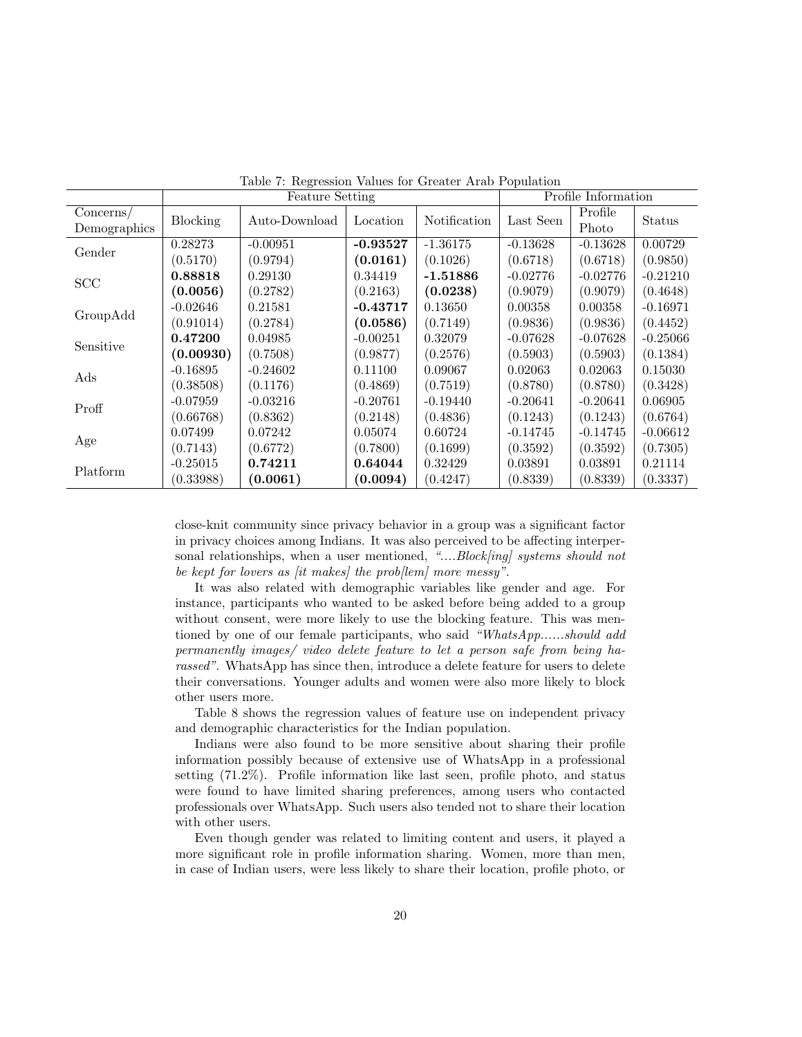Table 7: Regression Values for Greater Arab Population

| Concerns/ Demographics | Feature Setting | | | | Profile Information | | |
|---|---|---|---|---|---|---|---|
| | Blocking | Auto-Download | Location | Notification | Last Seen | Profile Photo | Status |
| Gender | 0.28273 | -0.00951 | **-0.93527** | -1.36175 | -0.13628 | -0.13628 | 0.00729 |
| | (0.5170) | (0.9794) | **(0.0161)** | (0.1026) | (0.6718) | (0.6718) | (0.9850) |
| SCC | **0.88818** | 0.29130 | 0.34419 | **-1.51886** | -0.02776 | -0.02776 | -0.21210 |
| | **(0.0056)** | (0.2782) | (0.2163) | **(0.0238)** | (0.9079) | (0.9079) | (0.4648) |
| GroupAdd | -0.02646 | 0.21581 | **-0.43717** | 0.13650 | 0.00358 | 0.00358 | -0.16971 |
| | (0.91014) | (0.2784) | **(0.0586)** | (0.7149) | (0.9836) | (0.9836) | (0.4452) |
| Sensitive | **0.47200** | 0.04985 | -0.00251 | 0.32079 | -0.07628 | -0.07628 | -0.25066 |
| | **(0.00930)** | (0.7508) | (0.9877) | (0.2576) | (0.5903) | (0.5903) | (0.1384) |
| Ads | -0.16895 | -0.24602 | 0.11100 | 0.09067 | 0.02063 | 0.02063 | 0.15030 |
| | (0.38508) | (0.1176) | (0.4869) | (0.7519) | (0.8780) | (0.8780) | (0.3428) |
| Proff | -0.07959 | -0.03216 | -0.20761 | -0.19440 | -0.20641 | -0.20641 | 0.06905 |
| | (0.66768) | (0.8362) | (0.2148) | (0.4836) | (0.1243) | (0.1243) | (0.6764) |
| Age | 0.07499 | 0.07242 | 0.05074 | 0.60724 | -0.14745 | -0.14745 | -0.06612 |
| | (0.7143) | (0.6772) | (0.7800) | (0.1699) | (0.3592) | (0.3592) | (0.7305) |
| Platform | -0.25015 | **0.74211** | **0.64044** | 0.32429 | 0.03891 | 0.03891 | 0.21114 |
| | (0.33988) | **(0.0061)** | **(0.0094)** | (0.4247) | (0.8339) | (0.8339) | (0.3337) |

close-knit community since privacy behavior in a group was a significant factor in privacy choices among Indians. It was also perceived to be affecting interpersonal relationships, when a user mentioned, *"....Block[ing] systems should not be kept for lovers as [it makes] the prob[lem] more messy"*.

It was also related with demographic variables like gender and age. For instance, participants who wanted to be asked before being added to a group without consent, were more likely to use the blocking feature. This was mentioned by one of our female participants, who said *"WhatsApp......should add permanently images/ video delete feature to let a person safe from being harassed"*. WhatsApp has since then, introduce a delete feature for users to delete their conversations. Younger adults and women were also more likely to block other users more.

Table 8 shows the regression values of feature use on independent privacy and demographic characteristics for the Indian population.

Indians were also found to be more sensitive about sharing their profile information possibly because of extensive use of WhatsApp in a professional setting (71.2%). Profile information like last seen, profile photo, and status were found to have limited sharing preferences, among users who contacted professionals over WhatsApp. Such users also tended not to share their location with other users.

Even though gender was related to limiting content and users, it played a more significant role in profile information sharing. Women, more than men, in case of Indian users, were less likely to share their location, profile photo, or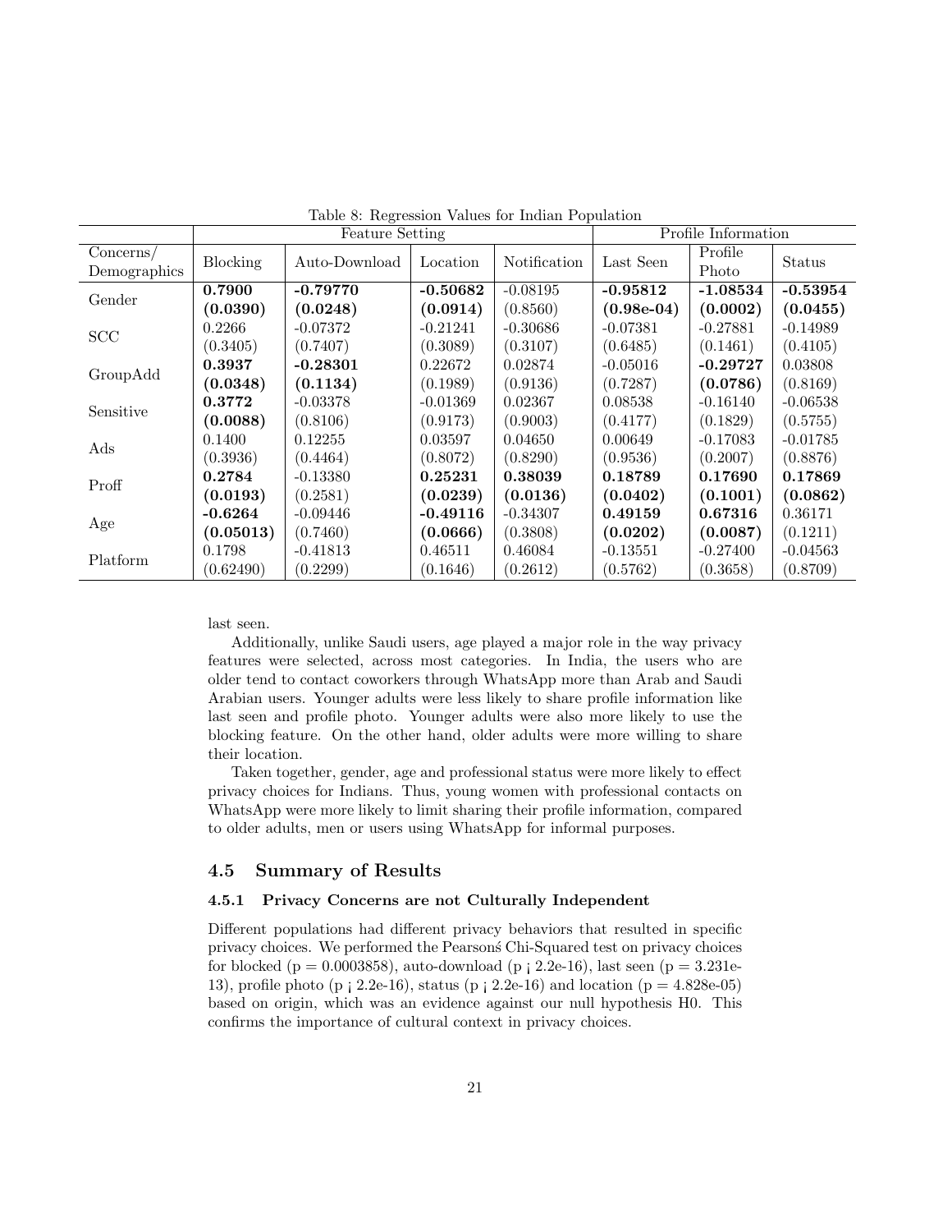Table 8: Regression Values for Indian Population

| | Feature Setting | | | | Profile Information | | |
|---|---|---|---|---|---|---|---|
| Concerns/ Demographics | Blocking | Auto-Download | Location | Notification | Last Seen | Profile Photo | Status |
| Gender | **0.7900** **(0.0390)** | **-0.79770** **(0.0248)** | **-0.50682** **(0.0914)** | -0.08195 (0.8560) | **-0.95812** **(0.98e-04)** | **-1.08534** **(0.0002)** | **-0.53954** **(0.0455)** |
| SCC | 0.2266 (0.3405) | -0.07372 (0.7407) | -0.21241 (0.3089) | -0.30686 (0.3107) | -0.07381 (0.6485) | -0.27881 (0.1461) | -0.14989 (0.4105) |
| GroupAdd | **0.3937** **(0.0348)** | **-0.28301** **(0.1134)** | 0.22672 (0.1989) | 0.02874 (0.9136) | -0.05016 (0.7287) | **-0.29727** **(0.0786)** | 0.03808 (0.8169) |
| Sensitive | **0.3772** **(0.0088)** | -0.03378 (0.8106) | -0.01369 (0.9173) | 0.02367 (0.9003) | 0.08538 (0.4177) | -0.16140 (0.1829) | -0.06538 (0.5755) |
| Ads | 0.1400 (0.3936) | 0.12255 (0.4464) | 0.03597 (0.8072) | 0.04650 (0.8290) | 0.00649 (0.9536) | -0.17083 (0.2007) | -0.01785 (0.8876) |
| Proff | **0.2784** **(0.0193)** | -0.13380 (0.2581) | **0.25231** **(0.0239)** | **0.38039** **(0.0136)** | **0.18789** **(0.0402)** | **0.17690** **(0.1001)** | **0.17869** **(0.0862)** |
| Age | **-0.6264** **(0.05013)** | -0.09446 (0.7460) | **-0.49116** **(0.0666)** | -0.34307 (0.3808) | **0.49159** **(0.0202)** | **0.67316** **(0.0087)** | 0.36171 (0.1211) |
| Platform | 0.1798 (0.62490) | -0.41813 (0.2299) | 0.46511 (0.1646) | 0.46084 (0.2612) | -0.13551 (0.5762) | -0.27400 (0.3658) | -0.04563 (0.8709) |

last seen.

Additionally, unlike Saudi users, age played a major role in the way privacy features were selected, across most categories. In India, the users who are older tend to contact coworkers through WhatsApp more than Arab and Saudi Arabian users. Younger adults were less likely to share profile information like last seen and profile photo. Younger adults were also more likely to use the blocking feature. On the other hand, older adults were more willing to share their location.

Taken together, gender, age and professional status were more likely to effect privacy choices for Indians. Thus, young women with professional contacts on WhatsApp were more likely to limit sharing their profile information, compared to older adults, men or users using WhatsApp for informal purposes.

## 4.5 Summary of Results

### 4.5.1 Privacy Concerns are not Culturally Independent

Different populations had different privacy behaviors that resulted in specific privacy choices. We performed the Pearsonś Chi-Squared test on privacy choices for blocked ($p = 0.0003858$), auto-download ($p < 2.2e-16$), last seen ($p = 3.231e-13$), profile photo ($p < 2.2e-16$), status ($p < 2.2e-16$) and location ($p = 4.828e-05$) based on origin, which was an evidence against our null hypothesis H0. This confirms the importance of cultural context in privacy choices.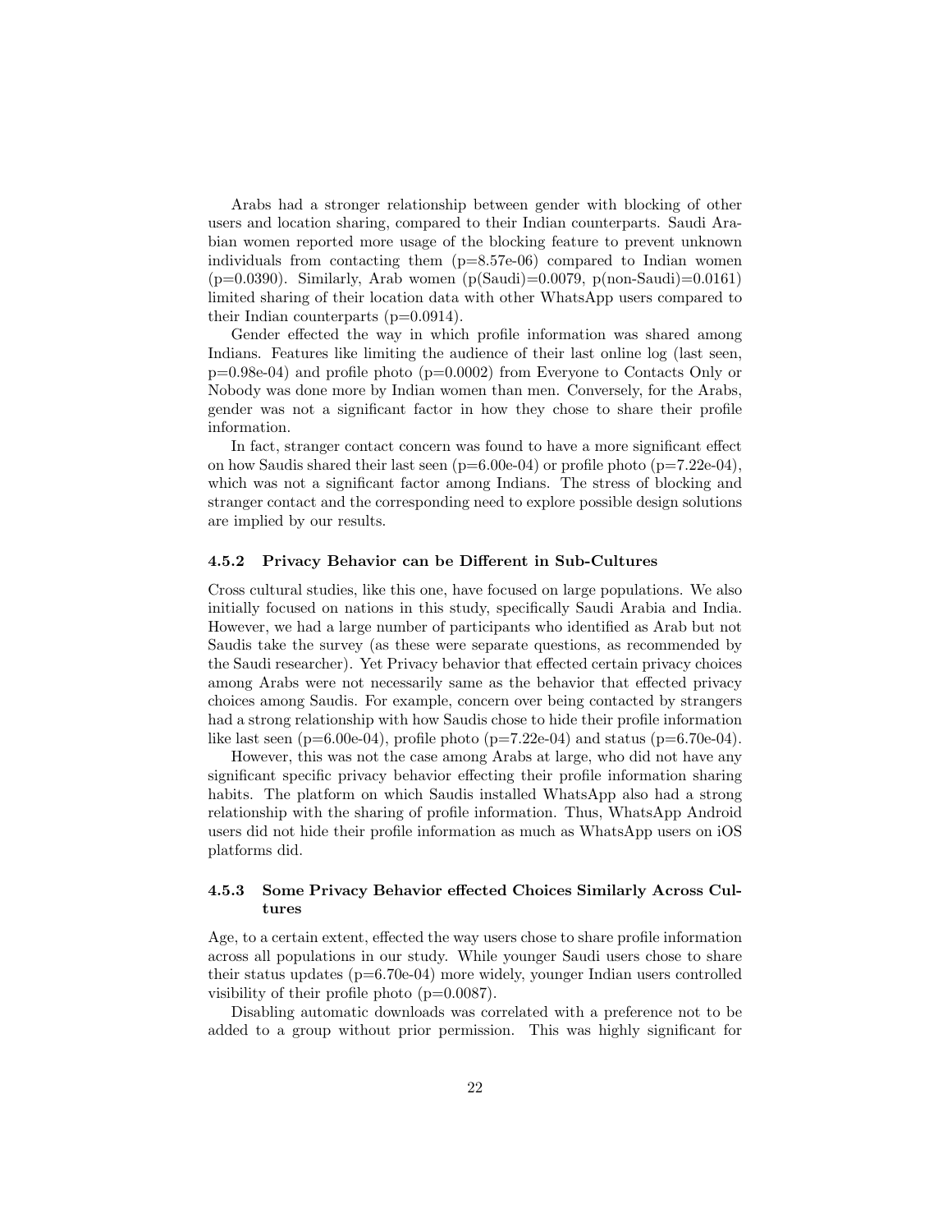Arabs had a stronger relationship between gender with blocking of other users and location sharing, compared to their Indian counterparts. Saudi Arabian women reported more usage of the blocking feature to prevent unknown individuals from contacting them (p=8.57e-06) compared to Indian women (p=0.0390). Similarly, Arab women (p(Saudi)=0.0079, p(non-Saudi)=0.0161) limited sharing of their location data with other WhatsApp users compared to their Indian counterparts (p=0.0914).

Gender effected the way in which profile information was shared among Indians. Features like limiting the audience of their last online log (last seen, p=0.98e-04) and profile photo (p=0.0002) from Everyone to Contacts Only or Nobody was done more by Indian women than men. Conversely, for the Arabs, gender was not a significant factor in how they chose to share their profile information.

In fact, stranger contact concern was found to have a more significant effect on how Saudis shared their last seen (p=6.00e-04) or profile photo (p=7.22e-04), which was not a significant factor among Indians. The stress of blocking and stranger contact and the corresponding need to explore possible design solutions are implied by our results.

#### 4.5.2 Privacy Behavior can be Different in Sub-Cultures

Cross cultural studies, like this one, have focused on large populations. We also initially focused on nations in this study, specifically Saudi Arabia and India. However, we had a large number of participants who identified as Arab but not Saudis take the survey (as these were separate questions, as recommended by the Saudi researcher). Yet Privacy behavior that effected certain privacy choices among Arabs were not necessarily same as the behavior that effected privacy choices among Saudis. For example, concern over being contacted by strangers had a strong relationship with how Saudis chose to hide their profile information like last seen (p=6.00e-04), profile photo (p=7.22e-04) and status (p=6.70e-04).

However, this was not the case among Arabs at large, who did not have any significant specific privacy behavior effecting their profile information sharing habits. The platform on which Saudis installed WhatsApp also had a strong relationship with the sharing of profile information. Thus, WhatsApp Android users did not hide their profile information as much as WhatsApp users on iOS platforms did.

#### 4.5.3 Some Privacy Behavior effected Choices Similarly Across Cultures

Age, to a certain extent, effected the way users chose to share profile information across all populations in our study. While younger Saudi users chose to share their status updates (p=6.70e-04) more widely, younger Indian users controlled visibility of their profile photo (p=0.0087).

Disabling automatic downloads was correlated with a preference not to be added to a group without prior permission. This was highly significant for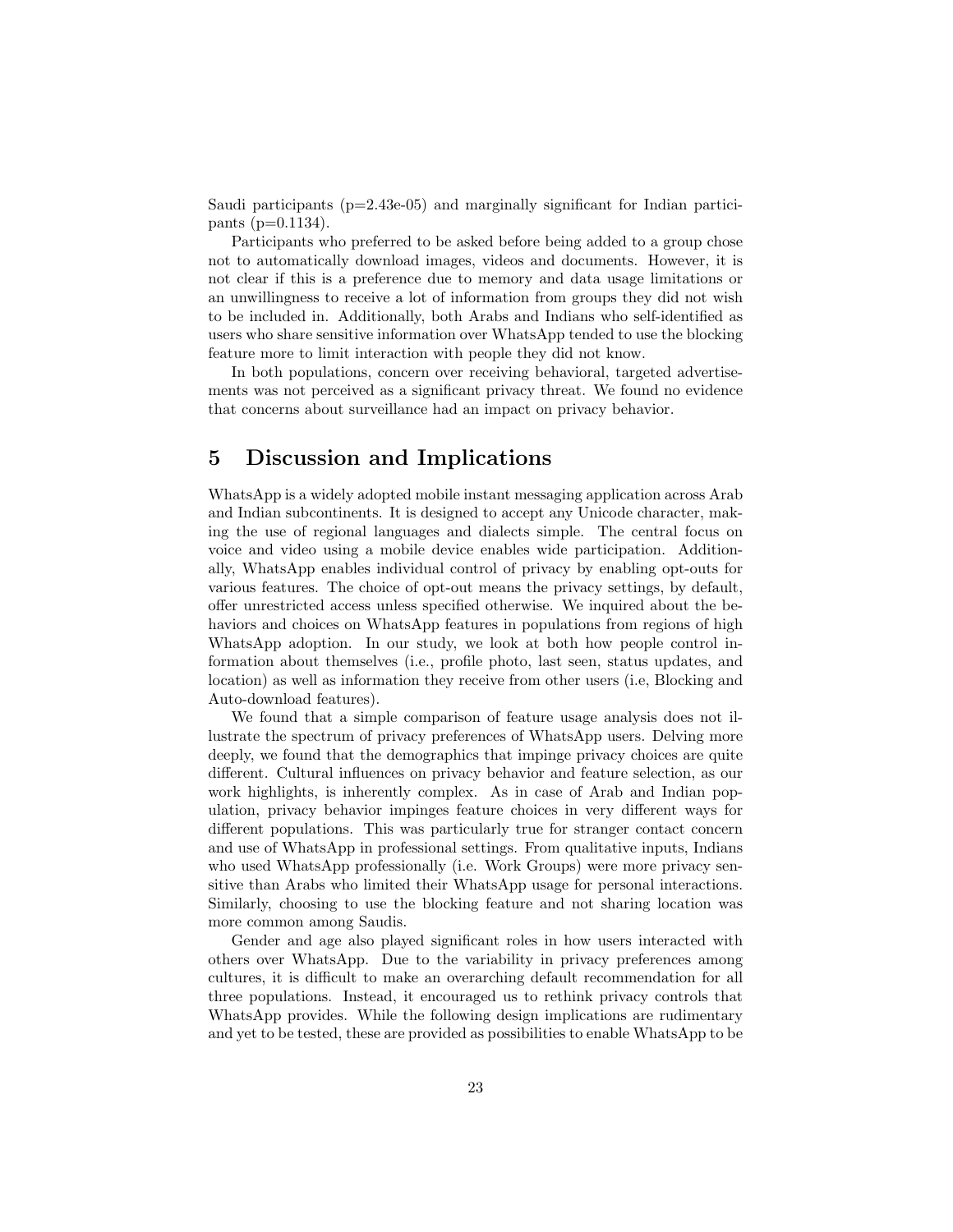Saudi participants ($p$=2.43e-05) and marginally significant for Indian participants ($p$=0.1134).

Participants who preferred to be asked before being added to a group chose not to automatically download images, videos and documents. However, it is not clear if this is a preference due to memory and data usage limitations or an unwillingness to receive a lot of information from groups they did not wish to be included in. Additionally, both Arabs and Indians who self-identified as users who share sensitive information over WhatsApp tended to use the blocking feature more to limit interaction with people they did not know.

In both populations, concern over receiving behavioral, targeted advertisements was not perceived as a significant privacy threat. We found no evidence that concerns about surveillance had an impact on privacy behavior.

# 5 Discussion and Implications

WhatsApp is a widely adopted mobile instant messaging application across Arab and Indian subcontinents. It is designed to accept any Unicode character, making the use of regional languages and dialects simple. The central focus on voice and video using a mobile device enables wide participation. Additionally, WhatsApp enables individual control of privacy by enabling opt-outs for various features. The choice of opt-out means the privacy settings, by default, offer unrestricted access unless specified otherwise. We inquired about the behaviors and choices on WhatsApp features in populations from regions of high WhatsApp adoption. In our study, we look at both how people control information about themselves (i.e., profile photo, last seen, status updates, and location) as well as information they receive from other users (i.e, Blocking and Auto-download features).

We found that a simple comparison of feature usage analysis does not illustrate the spectrum of privacy preferences of WhatsApp users. Delving more deeply, we found that the demographics that impinge privacy choices are quite different. Cultural influences on privacy behavior and feature selection, as our work highlights, is inherently complex. As in case of Arab and Indian population, privacy behavior impinges feature choices in very different ways for different populations. This was particularly true for stranger contact concern and use of WhatsApp in professional settings. From qualitative inputs, Indians who used WhatsApp professionally (i.e. Work Groups) were more privacy sensitive than Arabs who limited their WhatsApp usage for personal interactions. Similarly, choosing to use the blocking feature and not sharing location was more common among Saudis.

Gender and age also played significant roles in how users interacted with others over WhatsApp. Due to the variability in privacy preferences among cultures, it is difficult to make an overarching default recommendation for all three populations. Instead, it encouraged us to rethink privacy controls that WhatsApp provides. While the following design implications are rudimentary and yet to be tested, these are provided as possibilities to enable WhatsApp to be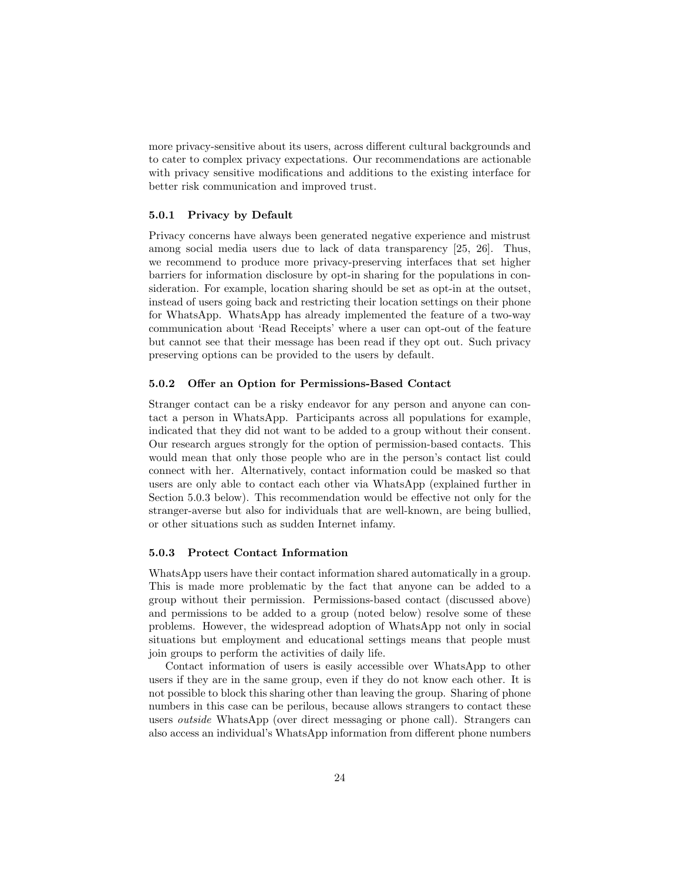more privacy-sensitive about its users, across different cultural backgrounds and to cater to complex privacy expectations. Our recommendations are actionable with privacy sensitive modifications and additions to the existing interface for better risk communication and improved trust.

### 5.0.1 Privacy by Default

Privacy concerns have always been generated negative experience and mistrust among social media users due to lack of data transparency [25, 26]. Thus, we recommend to produce more privacy-preserving interfaces that set higher barriers for information disclosure by opt-in sharing for the populations in consideration. For example, location sharing should be set as opt-in at the outset, instead of users going back and restricting their location settings on their phone for WhatsApp. WhatsApp has already implemented the feature of a two-way communication about 'Read Receipts' where a user can opt-out of the feature but cannot see that their message has been read if they opt out. Such privacy preserving options can be provided to the users by default.

### 5.0.2 Offer an Option for Permissions-Based Contact

Stranger contact can be a risky endeavor for any person and anyone can contact a person in WhatsApp. Participants across all populations for example, indicated that they did not want to be added to a group without their consent. Our research argues strongly for the option of permission-based contacts. This would mean that only those people who are in the person's contact list could connect with her. Alternatively, contact information could be masked so that users are only able to contact each other via WhatsApp (explained further in Section 5.0.3 below). This recommendation would be effective not only for the stranger-averse but also for individuals that are well-known, are being bullied, or other situations such as sudden Internet infamy.

### 5.0.3 Protect Contact Information

WhatsApp users have their contact information shared automatically in a group. This is made more problematic by the fact that anyone can be added to a group without their permission. Permissions-based contact (discussed above) and permissions to be added to a group (noted below) resolve some of these problems. However, the widespread adoption of WhatsApp not only in social situations but employment and educational settings means that people must join groups to perform the activities of daily life.

Contact information of users is easily accessible over WhatsApp to other users if they are in the same group, even if they do not know each other. It is not possible to block this sharing other than leaving the group. Sharing of phone numbers in this case can be perilous, because allows strangers to contact these users *outside* WhatsApp (over direct messaging or phone call). Strangers can also access an individual's WhatsApp information from different phone numbers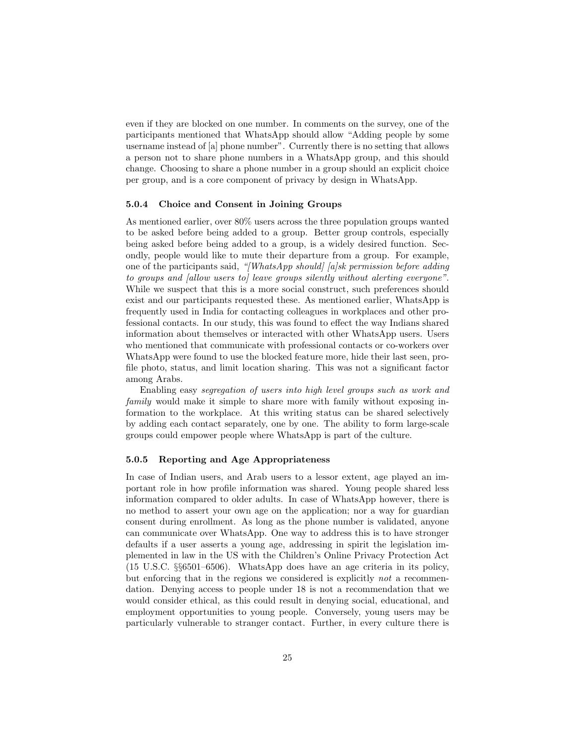even if they are blocked on one number. In comments on the survey, one of the participants mentioned that WhatsApp should allow "Adding people by some username instead of [a] phone number". Currently there is no setting that allows a person not to share phone numbers in a WhatsApp group, and this should change. Choosing to share a phone number in a group should an explicit choice per group, and is a core component of privacy by design in WhatsApp.

### 5.0.4 Choice and Consent in Joining Groups

As mentioned earlier, over 80% users across the three population groups wanted to be asked before being added to a group. Better group controls, especially being asked before being added to a group, is a widely desired function. Secondly, people would like to mute their departure from a group. For example, one of the participants said, *"[WhatsApp should] [a]sk permission before adding to groups and [allow users to] leave groups silently without alerting everyone"*. While we suspect that this is a more social construct, such preferences should exist and our participants requested these. As mentioned earlier, WhatsApp is frequently used in India for contacting colleagues in workplaces and other professional contacts. In our study, this was found to effect the way Indians shared information about themselves or interacted with other WhatsApp users. Users who mentioned that communicate with professional contacts or co-workers over WhatsApp were found to use the blocked feature more, hide their last seen, profile photo, status, and limit location sharing. This was not a significant factor among Arabs.

Enabling easy *segregation of users into high level groups such as work and family* would make it simple to share more with family without exposing information to the workplace. At this writing status can be shared selectively by adding each contact separately, one by one. The ability to form large-scale groups could empower people where WhatsApp is part of the culture.

### 5.0.5 Reporting and Age Appropriateness

In case of Indian users, and Arab users to a lessor extent, age played an important role in how profile information was shared. Young people shared less information compared to older adults. In case of WhatsApp however, there is no method to assert your own age on the application; nor a way for guardian consent during enrollment. As long as the phone number is validated, anyone can communicate over WhatsApp. One way to address this is to have stronger defaults if a user asserts a young age, addressing in spirit the legislation implemented in law in the US with the Children's Online Privacy Protection Act (15 U.S.C. §§6501–6506). WhatsApp does have an age criteria in its policy, but enforcing that in the regions we considered is explicitly *not* a recommendation. Denying access to people under 18 is not a recommendation that we would consider ethical, as this could result in denying social, educational, and employment opportunities to young people. Conversely, young users may be particularly vulnerable to stranger contact. Further, in every culture there is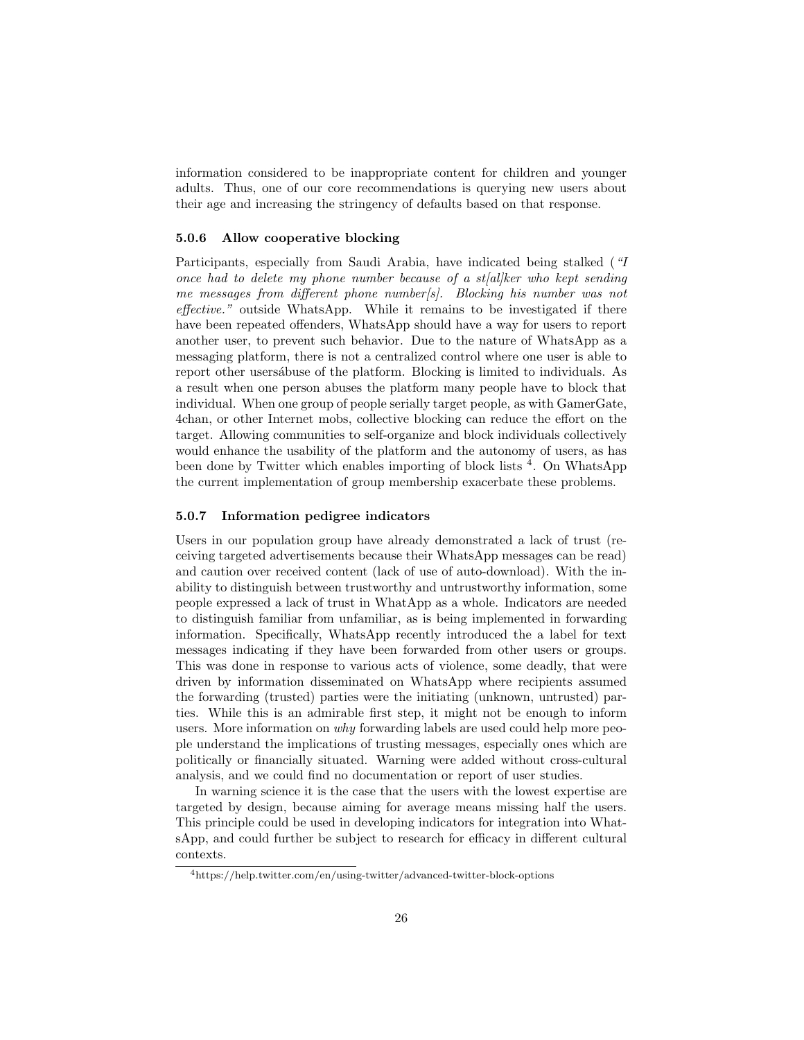information considered to be inappropriate content for children and younger adults. Thus, one of our core recommendations is querying new users about their age and increasing the stringency of defaults based on that response.

#### 5.0.6 Allow cooperative blocking

Participants, especially from Saudi Arabia, have indicated being stalked (*"I once had to delete my phone number because of a st[al]ker who kept sending me messages from different phone number[s]. Blocking his number was not effective."* outside WhatsApp. While it remains to be investigated if there have been repeated offenders, WhatsApp should have a way for users to report another user, to prevent such behavior. Due to the nature of WhatsApp as a messaging platform, there is not a centralized control where one user is able to report other usersábuse of the platform. Blocking is limited to individuals. As a result when one person abuses the platform many people have to block that individual. When one group of people serially target people, as with GamerGate, 4chan, or other Internet mobs, collective blocking can reduce the effort on the target. Allowing communities to self-organize and block individuals collectively would enhance the usability of the platform and the autonomy of users, as has been done by Twitter which enables importing of block lists [4]. On WhatsApp the current implementation of group membership exacerbate these problems.

#### 5.0.7 Information pedigree indicators

Users in our population group have already demonstrated a lack of trust (receiving targeted advertisements because their WhatsApp messages can be read) and caution over received content (lack of use of auto-download). With the inability to distinguish between trustworthy and untrustworthy information, some people expressed a lack of trust in WhatApp as a whole. Indicators are needed to distinguish familiar from unfamiliar, as is being implemented in forwarding information. Specifically, WhatsApp recently introduced the a label for text messages indicating if they have been forwarded from other users or groups. This was done in response to various acts of violence, some deadly, that were driven by information disseminated on WhatsApp where recipients assumed the forwarding (trusted) parties were the initiating (unknown, untrusted) parties. While this is an admirable first step, it might not be enough to inform users. More information on *why* forwarding labels are used could help more people understand the implications of trusting messages, especially ones which are politically or financially situated. Warning were added without cross-cultural analysis, and we could find no documentation or report of user studies.

In warning science it is the case that the users with the lowest expertise are targeted by design, because aiming for average means missing half the users. This principle could be used in developing indicators for integration into WhatsApp, and could further be subject to research for efficacy in different cultural contexts.

[4]https://help.twitter.com/en/using-twitter/advanced-twitter-block-options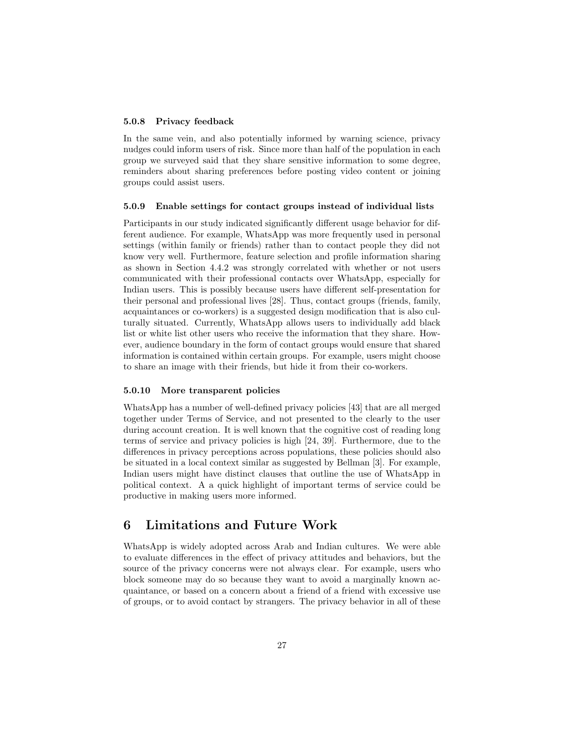#### 5.0.8 Privacy feedback

In the same vein, and also potentially informed by warning science, privacy nudges could inform users of risk. Since more than half of the population in each group we surveyed said that they share sensitive information to some degree, reminders about sharing preferences before posting video content or joining groups could assist users.

#### 5.0.9 Enable settings for contact groups instead of individual lists

Participants in our study indicated significantly different usage behavior for different audience. For example, WhatsApp was more frequently used in personal settings (within family or friends) rather than to contact people they did not know very well. Furthermore, feature selection and profile information sharing as shown in Section 4.4.2 was strongly correlated with whether or not users communicated with their professional contacts over WhatsApp, especially for Indian users. This is possibly because users have different self-presentation for their personal and professional lives [28]. Thus, contact groups (friends, family, acquaintances or co-workers) is a suggested design modification that is also culturally situated. Currently, WhatsApp allows users to individually add black list or white list other users who receive the information that they share. However, audience boundary in the form of contact groups would ensure that shared information is contained within certain groups. For example, users might choose to share an image with their friends, but hide it from their co-workers.

#### 5.0.10 More transparent policies

WhatsApp has a number of well-defined privacy policies [43] that are all merged together under Terms of Service, and not presented to the clearly to the user during account creation. It is well known that the cognitive cost of reading long terms of service and privacy policies is high [24, 39]. Furthermore, due to the differences in privacy perceptions across populations, these policies should also be situated in a local context similar as suggested by Bellman [3]. For example, Indian users might have distinct clauses that outline the use of WhatsApp in political context. A quick highlight of important terms of service could be productive in making users more informed.

## 6 Limitations and Future Work

WhatsApp is widely adopted across Arab and Indian cultures. We were able to evaluate differences in the effect of privacy attitudes and behaviors, but the source of the privacy concerns were not always clear. For example, users who block someone may do so because they want to avoid a marginally known acquaintance, or based on a concern about a friend of a friend with excessive use of groups, or to avoid contact by strangers. The privacy behavior in all of these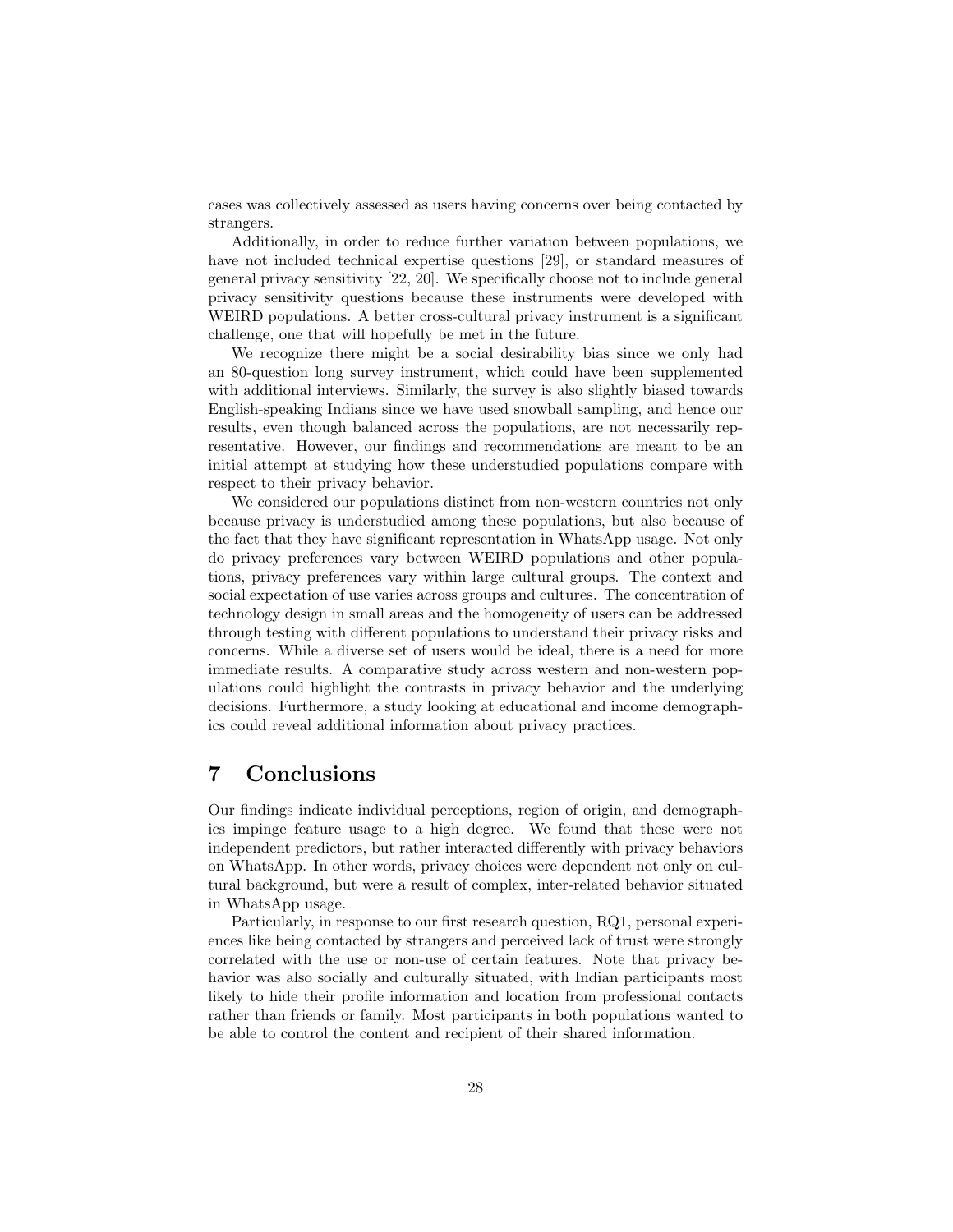cases was collectively assessed as users having concerns over being contacted by strangers.

Additionally, in order to reduce further variation between populations, we have not included technical expertise questions [29], or standard measures of general privacy sensitivity [22, 20]. We specifically choose not to include general privacy sensitivity questions because these instruments were developed with WEIRD populations. A better cross-cultural privacy instrument is a significant challenge, one that will hopefully be met in the future.

We recognize there might be a social desirability bias since we only had an 80-question long survey instrument, which could have been supplemented with additional interviews. Similarly, the survey is also slightly biased towards English-speaking Indians since we have used snowball sampling, and hence our results, even though balanced across the populations, are not necessarily representative. However, our findings and recommendations are meant to be an initial attempt at studying how these understudied populations compare with respect to their privacy behavior.

We considered our populations distinct from non-western countries not only because privacy is understudied among these populations, but also because of the fact that they have significant representation in WhatsApp usage. Not only do privacy preferences vary between WEIRD populations and other populations, privacy preferences vary within large cultural groups. The context and social expectation of use varies across groups and cultures. The concentration of technology design in small areas and the homogeneity of users can be addressed through testing with different populations to understand their privacy risks and concerns. While a diverse set of users would be ideal, there is a need for more immediate results. A comparative study across western and non-western populations could highlight the contrasts in privacy behavior and the underlying decisions. Furthermore, a study looking at educational and income demographics could reveal additional information about privacy practices.

# 7 Conclusions

Our findings indicate individual perceptions, region of origin, and demographics impinge feature usage to a high degree. We found that these were not independent predictors, but rather interacted differently with privacy behaviors on WhatsApp. In other words, privacy choices were dependent not only on cultural background, but were a result of complex, inter-related behavior situated in WhatsApp usage.

Particularly, in response to our first research question, RQ1, personal experiences like being contacted by strangers and perceived lack of trust were strongly correlated with the use or non-use of certain features. Note that privacy behavior was also socially and culturally situated, with Indian participants most likely to hide their profile information and location from professional contacts rather than friends or family. Most participants in both populations wanted to be able to control the content and recipient of their shared information.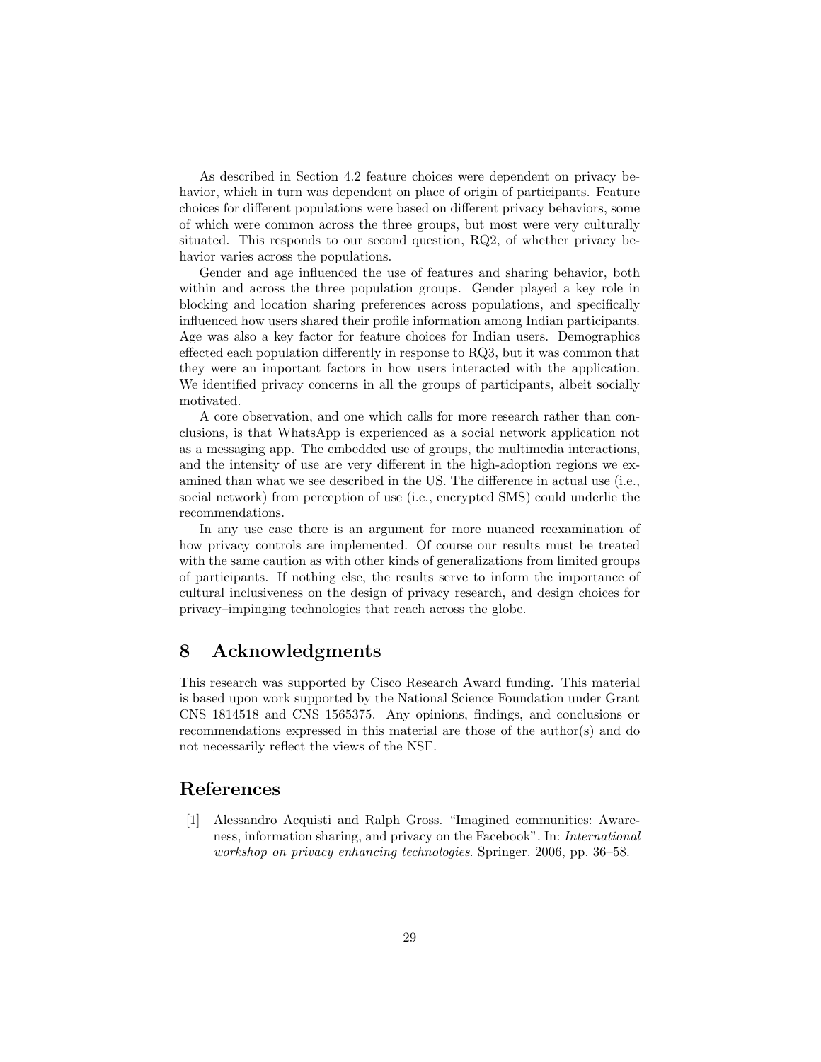As described in Section 4.2 feature choices were dependent on privacy behavior, which in turn was dependent on place of origin of participants. Feature choices for different populations were based on different privacy behaviors, some of which were common across the three groups, but most were very culturally situated. This responds to our second question, RQ2, of whether privacy behavior varies across the populations.

Gender and age influenced the use of features and sharing behavior, both within and across the three population groups. Gender played a key role in blocking and location sharing preferences across populations, and specifically influenced how users shared their profile information among Indian participants. Age was also a key factor for feature choices for Indian users. Demographics effected each population differently in response to RQ3, but it was common that they were an important factors in how users interacted with the application. We identified privacy concerns in all the groups of participants, albeit socially motivated.

A core observation, and one which calls for more research rather than conclusions, is that WhatsApp is experienced as a social network application not as a messaging app. The embedded use of groups, the multimedia interactions, and the intensity of use are very different in the high-adoption regions we examined than what we see described in the US. The difference in actual use (i.e., social network) from perception of use (i.e., encrypted SMS) could underlie the recommendations.

In any use case there is an argument for more nuanced reexamination of how privacy controls are implemented. Of course our results must be treated with the same caution as with other kinds of generalizations from limited groups of participants. If nothing else, the results serve to inform the importance of cultural inclusiveness on the design of privacy research, and design choices for privacy–impinging technologies that reach across the globe.

# 8 Acknowledgments

This research was supported by Cisco Research Award funding. This material is based upon work supported by the National Science Foundation under Grant CNS 1814518 and CNS 1565375. Any opinions, findings, and conclusions or recommendations expressed in this material are those of the author(s) and do not necessarily reflect the views of the NSF.

# References

[1] Alessandro Acquisti and Ralph Gross. "Imagined communities: Awareness, information sharing, and privacy on the Facebook". In: *International workshop on privacy enhancing technologies*. Springer. 2006, pp. 36–58.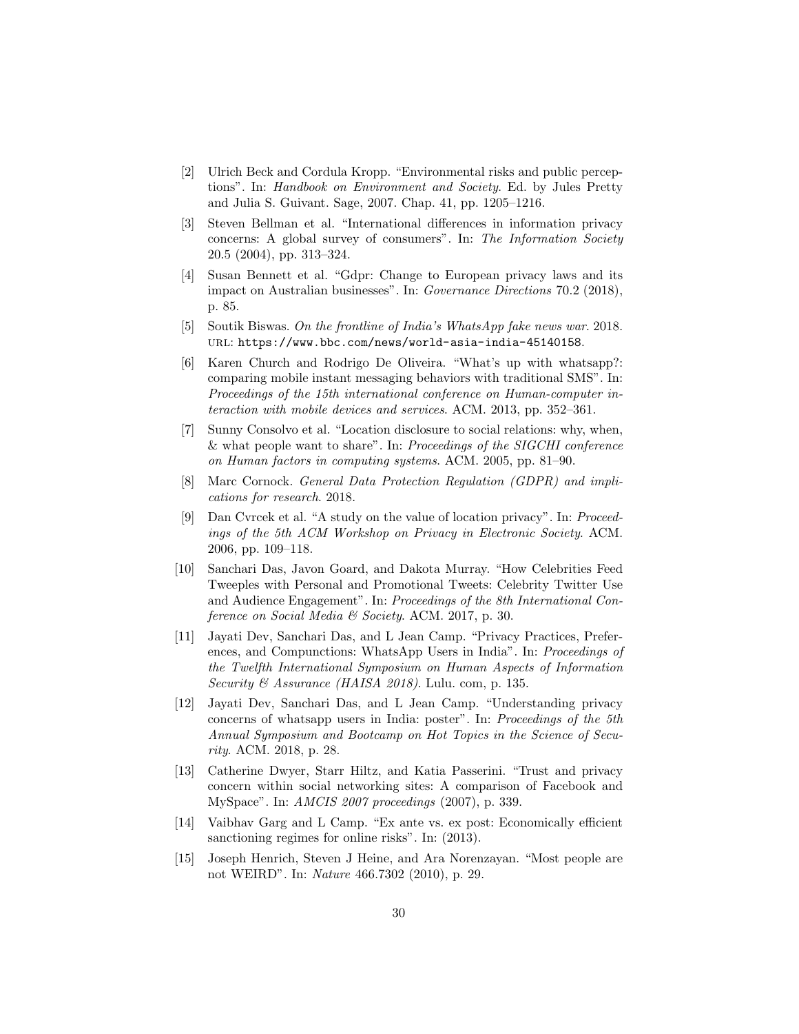[2] Ulrich Beck and Cordula Kropp. "Environmental risks and public perceptions". In: *Handbook on Environment and Society*. Ed. by Jules Pretty and Julia S. Guivant. Sage, 2007. Chap. 41, pp. 1205–1216.

[3] Steven Bellman et al. "International differences in information privacy concerns: A global survey of consumers". In: *The Information Society* 20.5 (2004), pp. 313–324.

[4] Susan Bennett et al. "Gdpr: Change to European privacy laws and its impact on Australian businesses". In: *Governance Directions* 70.2 (2018), p. 85.

[5] Soutik Biswas. *On the frontline of India's WhatsApp fake news war*. 2018. URL: https://www.bbc.com/news/world-asia-india-45140158.

[6] Karen Church and Rodrigo De Oliveira. "What's up with whatsapp?: comparing mobile instant messaging behaviors with traditional SMS". In: *Proceedings of the 15th international conference on Human-computer interaction with mobile devices and services*. ACM. 2013, pp. 352–361.

[7] Sunny Consolvo et al. "Location disclosure to social relations: why, when, & what people want to share". In: *Proceedings of the SIGCHI conference on Human factors in computing systems*. ACM. 2005, pp. 81–90.

[8] Marc Cornock. *General Data Protection Regulation (GDPR) and implications for research*. 2018.

[9] Dan Cvrcek et al. "A study on the value of location privacy". In: *Proceedings of the 5th ACM Workshop on Privacy in Electronic Society*. ACM. 2006, pp. 109–118.

[10] Sanchari Das, Javon Goard, and Dakota Murray. "How Celebrities Feed Tweeples with Personal and Promotional Tweets: Celebrity Twitter Use and Audience Engagement". In: *Proceedings of the 8th International Conference on Social Media & Society*. ACM. 2017, p. 30.

[11] Jayati Dev, Sanchari Das, and L Jean Camp. "Privacy Practices, Preferences, and Compunctions: WhatsApp Users in India". In: *Proceedings of the Twelfth International Symposium on Human Aspects of Information Security & Assurance (HAISA 2018)*. Lulu. com, p. 135.

[12] Jayati Dev, Sanchari Das, and L Jean Camp. "Understanding privacy concerns of whatsapp users in India: poster". In: *Proceedings of the 5th Annual Symposium and Bootcamp on Hot Topics in the Science of Security*. ACM. 2018, p. 28.

[13] Catherine Dwyer, Starr Hiltz, and Katia Passerini. "Trust and privacy concern within social networking sites: A comparison of Facebook and MySpace". In: *AMCIS 2007 proceedings* (2007), p. 339.

[14] Vaibhav Garg and L Camp. "Ex ante vs. ex post: Economically efficient sanctioning regimes for online risks". In: (2013).

[15] Joseph Henrich, Steven J Heine, and Ara Norenzayan. "Most people are not WEIRD". In: *Nature* 466.7302 (2010), p. 29.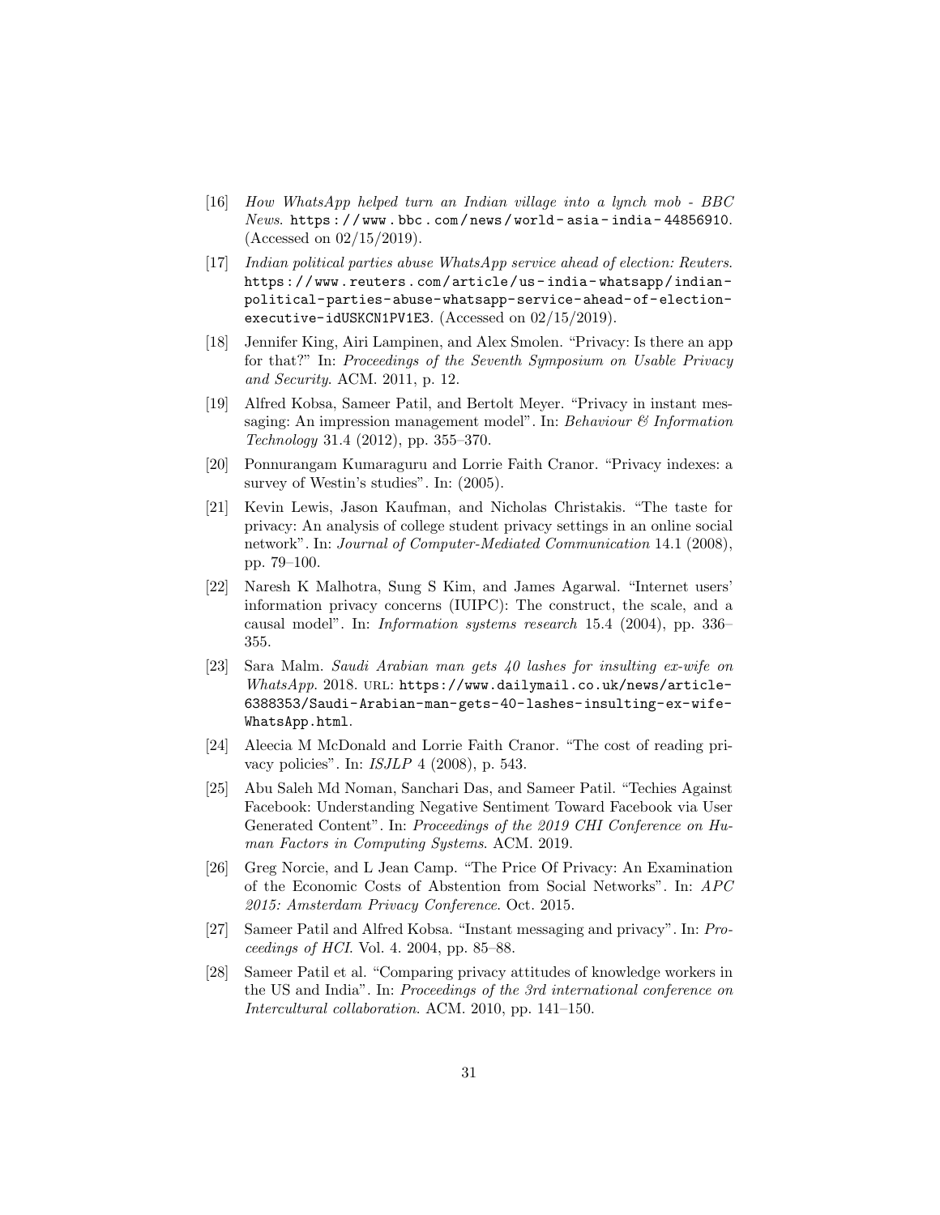[16] *How WhatsApp helped turn an Indian village into a lynch mob - BBC News*. https://www.bbc.com/news/world-asia-india-44856910. (Accessed on 02/15/2019).

[17] *Indian political parties abuse WhatsApp service ahead of election: Reuters*. https://www.reuters.com/article/us-india-whatsapp/indian-political-parties-abuse-whatsapp-service-ahead-of-election-executive-idUSKCN1PV1E3. (Accessed on 02/15/2019).

[18] Jennifer King, Airi Lampinen, and Alex Smolen. "Privacy: Is there an app for that?" In: *Proceedings of the Seventh Symposium on Usable Privacy and Security*. ACM. 2011, p. 12.

[19] Alfred Kobsa, Sameer Patil, and Bertolt Meyer. "Privacy in instant messaging: An impression management model". In: *Behaviour & Information Technology* 31.4 (2012), pp. 355–370.

[20] Ponnurangam Kumaraguru and Lorrie Faith Cranor. "Privacy indexes: a survey of Westin's studies". In: (2005).

[21] Kevin Lewis, Jason Kaufman, and Nicholas Christakis. "The taste for privacy: An analysis of college student privacy settings in an online social network". In: *Journal of Computer-Mediated Communication* 14.1 (2008), pp. 79–100.

[22] Naresh K Malhotra, Sung S Kim, and James Agarwal. "Internet users' information privacy concerns (IUIPC): The construct, the scale, and a causal model". In: *Information systems research* 15.4 (2004), pp. 336–355.

[23] Sara Malm. *Saudi Arabian man gets 40 lashes for insulting ex-wife on WhatsApp*. 2018. URL: https://www.dailymail.co.uk/news/article-6388353/Saudi-Arabian-man-gets-40-lashes-insulting-ex-wife-WhatsApp.html.

[24] Aleecia M McDonald and Lorrie Faith Cranor. "The cost of reading privacy policies". In: *ISJLP* 4 (2008), p. 543.

[25] Abu Saleh Md Noman, Sanchari Das, and Sameer Patil. "Techies Against Facebook: Understanding Negative Sentiment Toward Facebook via User Generated Content". In: *Proceedings of the 2019 CHI Conference on Human Factors in Computing Systems*. ACM. 2019.

[26] Greg Norcie, and L Jean Camp. "The Price Of Privacy: An Examination of the Economic Costs of Abstention from Social Networks". In: *APC 2015: Amsterdam Privacy Conference*. Oct. 2015.

[27] Sameer Patil and Alfred Kobsa. "Instant messaging and privacy". In: *Proceedings of HCI*. Vol. 4. 2004, pp. 85–88.

[28] Sameer Patil et al. "Comparing privacy attitudes of knowledge workers in the US and India". In: *Proceedings of the 3rd international conference on Intercultural collaboration*. ACM. 2010, pp. 141–150.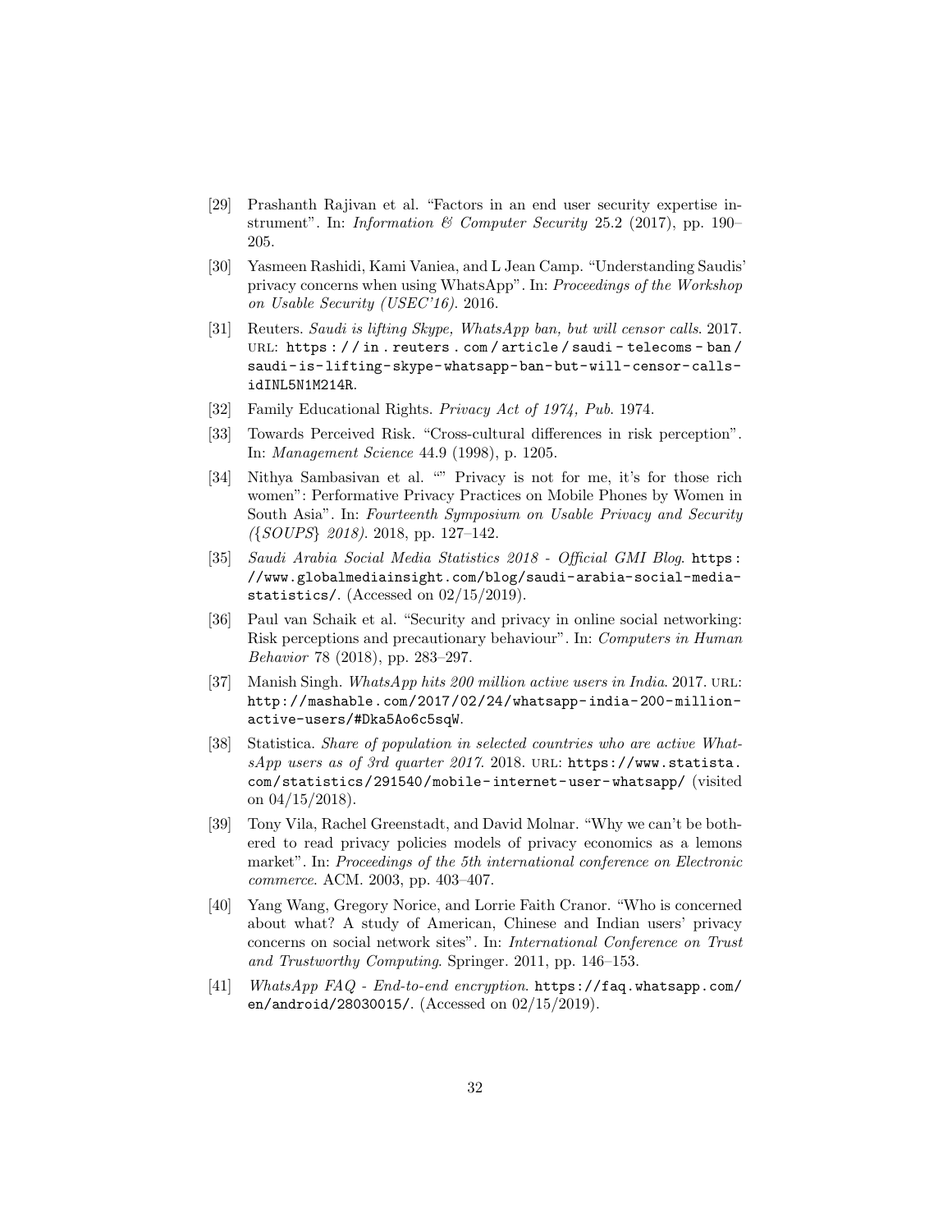[29] Prashanth Rajivan et al. "Factors in an end user security expertise instrument". In: *Information & Computer Security* 25.2 (2017), pp. 190–205.

[30] Yasmeen Rashidi, Kami Vaniea, and L Jean Camp. "Understanding Saudis' privacy concerns when using WhatsApp". In: *Proceedings of the Workshop on Usable Security (USEC'16)*. 2016.

[31] Reuters. *Saudi is lifting Skype, WhatsApp ban, but will censor calls*. 2017. URL: https://in.reuters.com/article/saudi-telecoms-ban/saudi-is-lifting-skype-whatsapp-ban-but-will-censor-calls-idINL5N1M214R.

[32] Family Educational Rights. *Privacy Act of 1974, Pub*. 1974.

[33] Towards Perceived Risk. "Cross-cultural differences in risk perception". In: *Management Science* 44.9 (1998), p. 1205.

[34] Nithya Sambasivan et al. "" Privacy is not for me, it's for those rich women": Performative Privacy Practices on Mobile Phones by Women in South Asia". In: *Fourteenth Symposium on Usable Privacy and Security ({SOUPS} 2018)*. 2018, pp. 127–142.

[35] *Saudi Arabia Social Media Statistics 2018 - Official GMI Blog*. https://www.globalmediainsight.com/blog/saudi-arabia-social-media-statistics/. (Accessed on 02/15/2019).

[36] Paul van Schaik et al. "Security and privacy in online social networking: Risk perceptions and precautionary behaviour". In: *Computers in Human Behavior* 78 (2018), pp. 283–297.

[37] Manish Singh. *WhatsApp hits 200 million active users in India*. 2017. URL: http://mashable.com/2017/02/24/whatsapp-india-200-million-active-users/#Dka5Ao6c5sqW.

[38] Statistica. *Share of population in selected countries who are active WhatsApp users as of 3rd quarter 2017*. 2018. URL: https://www.statista.com/statistics/291540/mobile-internet-user-whatsapp/ (visited on 04/15/2018).

[39] Tony Vila, Rachel Greenstadt, and David Molnar. "Why we can't be bothered to read privacy policies models of privacy economics as a lemons market". In: *Proceedings of the 5th international conference on Electronic commerce*. ACM. 2003, pp. 403–407.

[40] Yang Wang, Gregory Norice, and Lorrie Faith Cranor. "Who is concerned about what? A study of American, Chinese and Indian users' privacy concerns on social network sites". In: *International Conference on Trust and Trustworthy Computing*. Springer. 2011, pp. 146–153.

[41] *WhatsApp FAQ - End-to-end encryption*. https://faq.whatsapp.com/en/android/28030015/. (Accessed on 02/15/2019).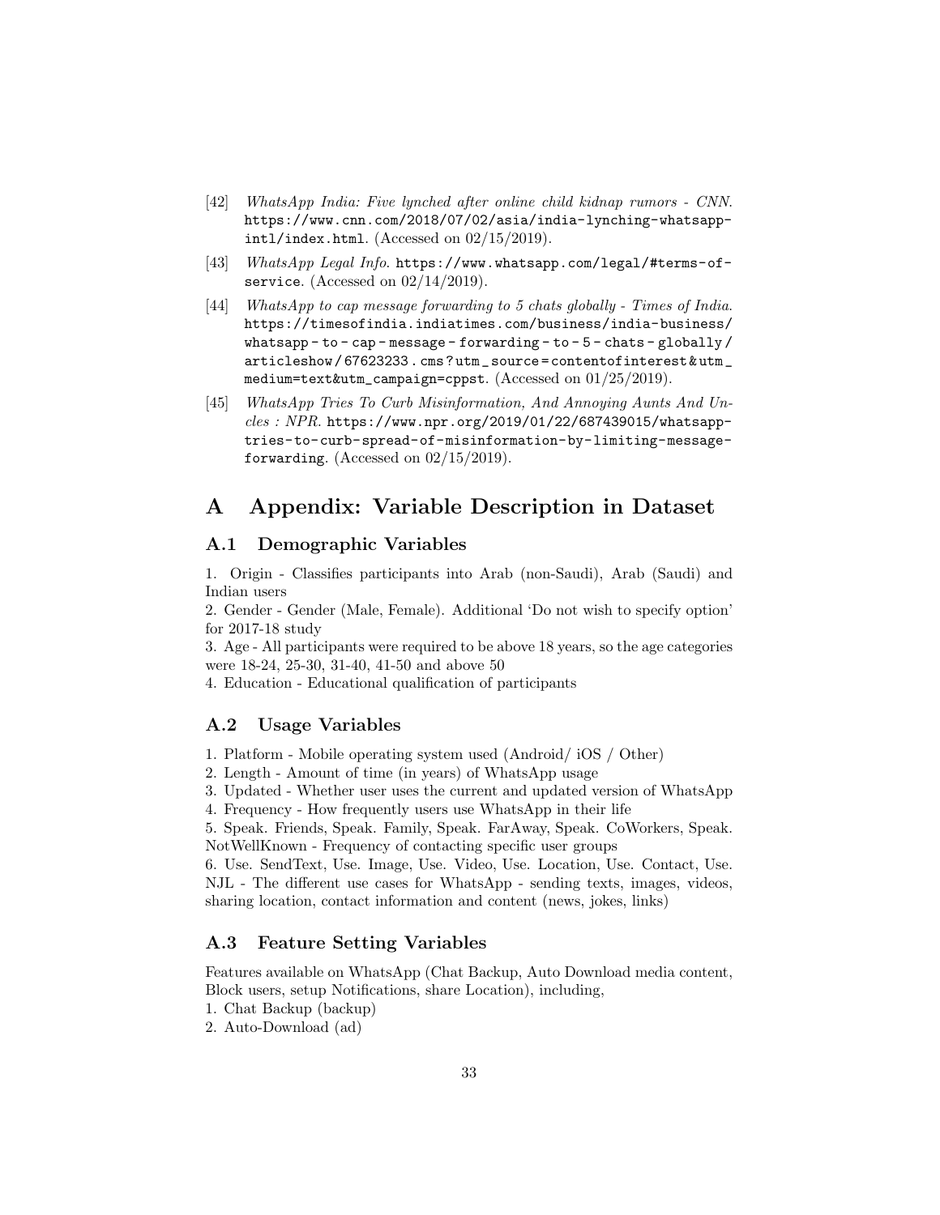[42] *WhatsApp India: Five lynched after online child kidnap rumors - CNN.* https://www.cnn.com/2018/07/02/asia/india-lynching-whatsapp-intl/index.html. (Accessed on 02/15/2019).

[43] *WhatsApp Legal Info.* https://www.whatsapp.com/legal/#terms-of-service. (Accessed on 02/14/2019).

[44] *WhatsApp to cap message forwarding to 5 chats globally - Times of India.* https://timesofindia.indiatimes.com/business/india-business/whatsapp-to-cap-message-forwarding-to-5-chats-globally/articleshow/67623233.cms?utm_source=contentofinterest&utm_medium=text&utm_campaign=cppst. (Accessed on 01/25/2019).

[45] *WhatsApp Tries To Curb Misinformation, And Annoying Aunts And Uncles : NPR.* https://www.npr.org/2019/01/22/687439015/whatsapp-tries-to-curb-spread-of-misinformation-by-limiting-message-forwarding. (Accessed on 02/15/2019).

# A Appendix: Variable Description in Dataset

## A.1 Demographic Variables

1. Origin - Classifies participants into Arab (non-Saudi), Arab (Saudi) and Indian users
2. Gender - Gender (Male, Female). Additional 'Do not wish to specify option' for 2017-18 study
3. Age - All participants were required to be above 18 years, so the age categories were 18-24, 25-30, 31-40, 41-50 and above 50
4. Education - Educational qualification of participants

## A.2 Usage Variables

1. Platform - Mobile operating system used (Android/ iOS / Other)
2. Length - Amount of time (in years) of WhatsApp usage
3. Updated - Whether user uses the current and updated version of WhatsApp
4. Frequency - How frequently users use WhatsApp in their life
5. Speak. Friends, Speak. Family, Speak. FarAway, Speak. CoWorkers, Speak. NotWellKnown - Frequency of contacting specific user groups
6. Use. SendText, Use. Image, Use. Video, Use. Location, Use. Contact, Use. NJL - The different use cases for WhatsApp - sending texts, images, videos, sharing location, contact information and content (news, jokes, links)

## A.3 Feature Setting Variables

Features available on WhatsApp (Chat Backup, Auto Download media content, Block users, setup Notifications, share Location), including,
1. Chat Backup (backup)
2. Auto-Download (ad)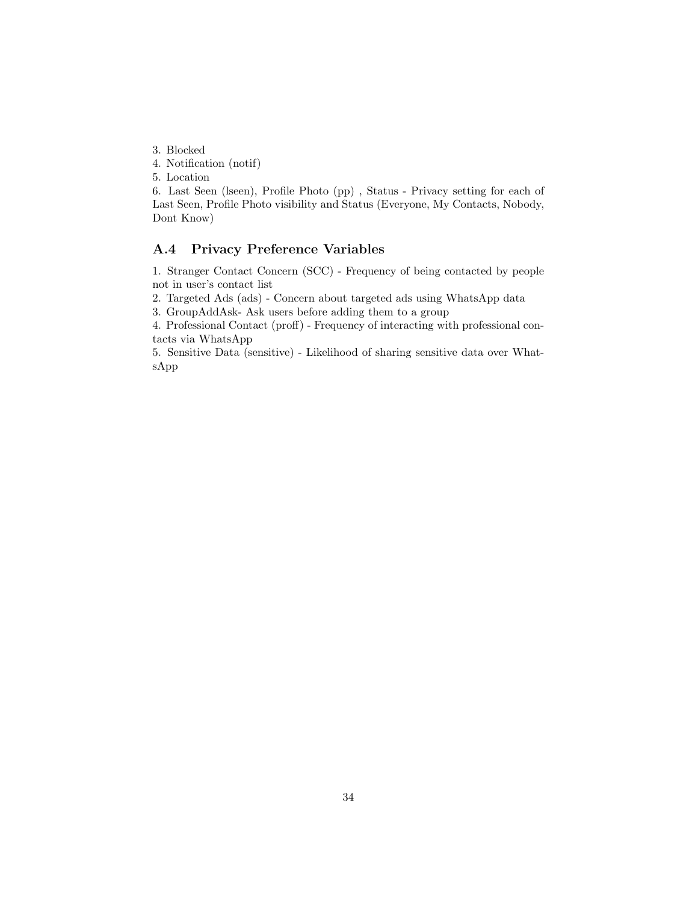3. Blocked
4. Notification (notif)
5. Location
6. Last Seen (lseen), Profile Photo (pp) , Status - Privacy setting for each of Last Seen, Profile Photo visibility and Status (Everyone, My Contacts, Nobody, Dont Know)

## A.4 Privacy Preference Variables

1. Stranger Contact Concern (SCC) - Frequency of being contacted by people not in user's contact list
2. Targeted Ads (ads) - Concern about targeted ads using WhatsApp data
3. GroupAddAsk- Ask users before adding them to a group
4. Professional Contact (proff) - Frequency of interacting with professional contacts via WhatsApp
5. Sensitive Data (sensitive) - Likelihood of sharing sensitive data over WhatsApp